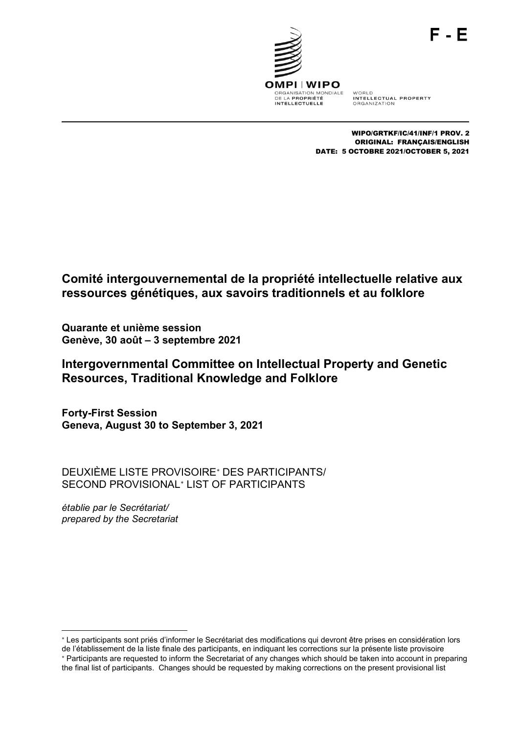F - E

OMPI | WIPO

ORGANISATION MONDIALE DE LA PROPRIÉTÉ INTELLECTUELLE

WORLD INTELLECTUAL PROPERTY ORGANIZATION

WIPO/GRTKF/IC/41/INF/1 PROV. 2
ORIGINAL: FRANÇAIS/ENGLISH
DATE: 5 OCTOBRE 2021/OCTOBER 5, 2021

# Comité intergouvernemental de la propriété intellectuelle relative aux ressources génétiques, aux savoirs traditionnels et au folklore

**Quarante et unième session**
**Genève, 30 août – 3 septembre 2021**

# Intergovernmental Committee on Intellectual Property and Genetic Resources, Traditional Knowledge and Folklore

**Forty-First Session**
**Geneva, August 30 to September 3, 2021**

DEUXIÈME LISTE PROVISOIRE* DES PARTICIPANTS/
SECOND PROVISIONAL* LIST OF PARTICIPANTS

*établie par le Secrétariat/*
*prepared by the Secretariat*

---

* Les participants sont priés d'informer le Secrétariat des modifications qui devront être prises en considération lors de l'établissement de la liste finale des participants, en indiquant les corrections sur la présente liste provisoire

* Participants are requested to inform the Secretariat of any changes which should be taken into account in preparing the final list of participants. Changes should be requested by making corrections on the present provisional list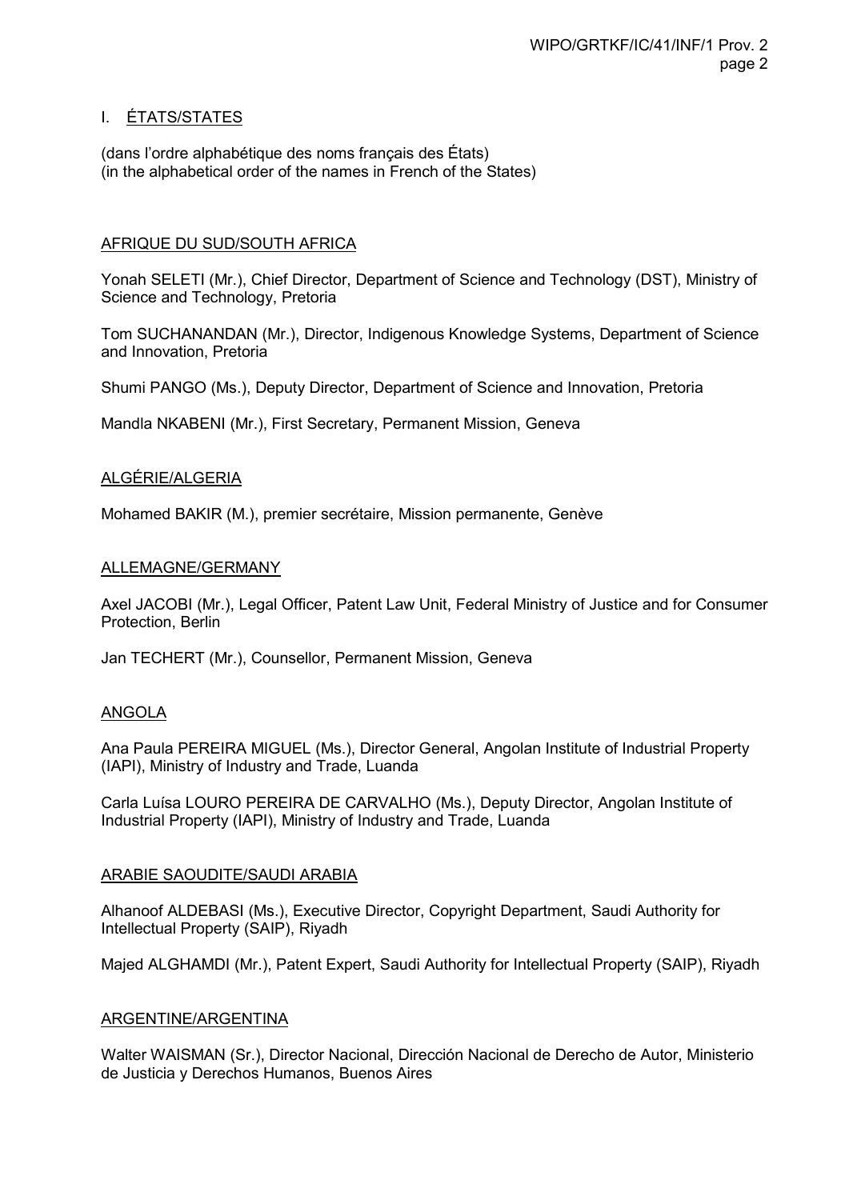## I. ÉTATS/STATES

(dans l'ordre alphabétique des noms français des États)
(in the alphabetical order of the names in French of the States)

### AFRIQUE DU SUD/SOUTH AFRICA

Yonah SELETI (Mr.), Chief Director, Department of Science and Technology (DST), Ministry of Science and Technology, Pretoria

Tom SUCHANANDAN (Mr.), Director, Indigenous Knowledge Systems, Department of Science and Innovation, Pretoria

Shumi PANGO (Ms.), Deputy Director, Department of Science and Innovation, Pretoria

Mandla NKABENI (Mr.), First Secretary, Permanent Mission, Geneva

### ALGÉRIE/ALGERIA

Mohamed BAKIR (M.), premier secrétaire, Mission permanente, Genève

### ALLEMAGNE/GERMANY

Axel JACOBI (Mr.), Legal Officer, Patent Law Unit, Federal Ministry of Justice and for Consumer Protection, Berlin

Jan TECHERT (Mr.), Counsellor, Permanent Mission, Geneva

### ANGOLA

Ana Paula PEREIRA MIGUEL (Ms.), Director General, Angolan Institute of Industrial Property (IAPI), Ministry of Industry and Trade, Luanda

Carla Luísa LOURO PEREIRA DE CARVALHO (Ms.), Deputy Director, Angolan Institute of Industrial Property (IAPI), Ministry of Industry and Trade, Luanda

### ARABIE SAOUDITE/SAUDI ARABIA

Alhanoof ALDEBASI (Ms.), Executive Director, Copyright Department, Saudi Authority for Intellectual Property (SAIP), Riyadh

Majed ALGHAMDI (Mr.), Patent Expert, Saudi Authority for Intellectual Property (SAIP), Riyadh

### ARGENTINE/ARGENTINA

Walter WAISMAN (Sr.), Director Nacional, Dirección Nacional de Derecho de Autor, Ministerio de Justicia y Derechos Humanos, Buenos Aires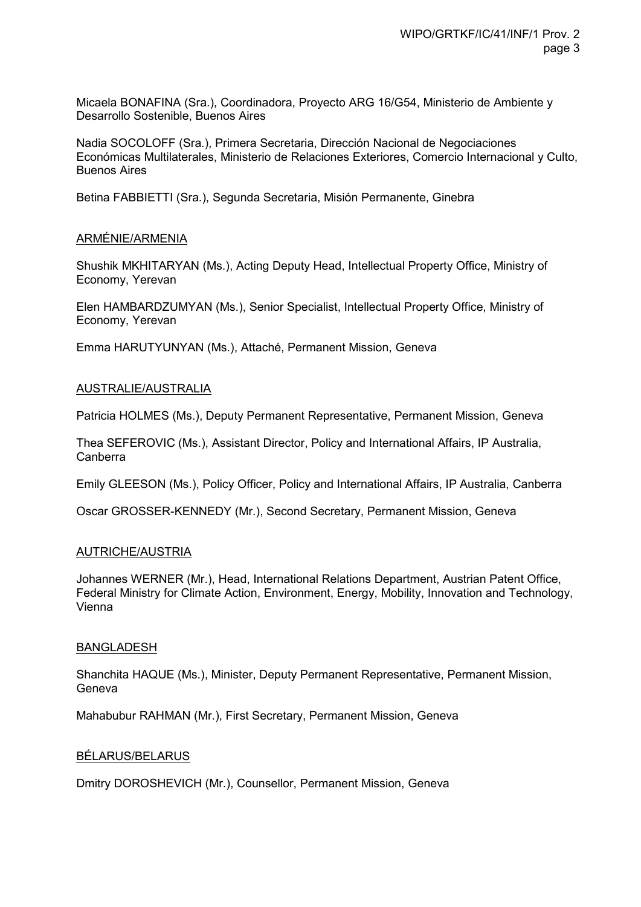Micaela BONAFINA (Sra.), Coordinadora, Proyecto ARG 16/G54, Ministerio de Ambiente y Desarrollo Sostenible, Buenos Aires

Nadia SOCOLOFF (Sra.), Primera Secretaria, Dirección Nacional de Negociaciones Económicas Multilaterales, Ministerio de Relaciones Exteriores, Comercio Internacional y Culto, Buenos Aires

Betina FABBIETTI (Sra.), Segunda Secretaria, Misión Permanente, Ginebra

ARMÉNIE/ARMENIA

Shushik MKHITARYAN (Ms.), Acting Deputy Head, Intellectual Property Office, Ministry of Economy, Yerevan

Elen HAMBARDZUMYAN (Ms.), Senior Specialist, Intellectual Property Office, Ministry of Economy, Yerevan

Emma HARUTYUNYAN (Ms.), Attaché, Permanent Mission, Geneva

AUSTRALIE/AUSTRALIA

Patricia HOLMES (Ms.), Deputy Permanent Representative, Permanent Mission, Geneva

Thea SEFEROVIC (Ms.), Assistant Director, Policy and International Affairs, IP Australia, Canberra

Emily GLEESON (Ms.), Policy Officer, Policy and International Affairs, IP Australia, Canberra

Oscar GROSSER-KENNEDY (Mr.), Second Secretary, Permanent Mission, Geneva

AUTRICHE/AUSTRIA

Johannes WERNER (Mr.), Head, International Relations Department, Austrian Patent Office, Federal Ministry for Climate Action, Environment, Energy, Mobility, Innovation and Technology, Vienna

BANGLADESH

Shanchita HAQUE (Ms.), Minister, Deputy Permanent Representative, Permanent Mission, Geneva

Mahabubur RAHMAN (Mr.), First Secretary, Permanent Mission, Geneva

BÉLARUS/BELARUS

Dmitry DOROSHEVICH (Mr.), Counsellor, Permanent Mission, Geneva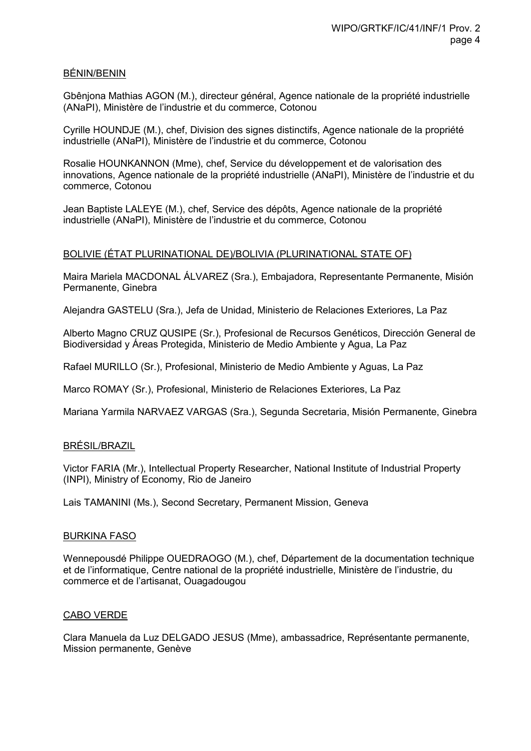<u>BÉNIN/BENIN</u>

Gbênjona Mathias AGON (M.), directeur général, Agence nationale de la propriété industrielle (ANaPI), Ministère de l'industrie et du commerce, Cotonou

Cyrille HOUNDJE (M.), chef, Division des signes distinctifs, Agence nationale de la propriété industrielle (ANaPI), Ministère de l'industrie et du commerce, Cotonou

Rosalie HOUNKANNON (Mme), chef, Service du développement et de valorisation des innovations, Agence nationale de la propriété industrielle (ANaPI), Ministère de l'industrie et du commerce, Cotonou

Jean Baptiste LALEYE (M.), chef, Service des dépôts, Agence nationale de la propriété industrielle (ANaPI), Ministère de l'industrie et du commerce, Cotonou

<u>BOLIVIE (ÉTAT PLURINATIONAL DE)/BOLIVIA (PLURINATIONAL STATE OF)</u>

Maira Mariela MACDONAL ÁLVAREZ (Sra.), Embajadora, Representante Permanente, Misión Permanente, Ginebra

Alejandra GASTELU (Sra.), Jefa de Unidad, Ministerio de Relaciones Exteriores, La Paz

Alberto Magno CRUZ QUSIPE (Sr.), Profesional de Recursos Genéticos, Dirección General de Biodiversidad y Áreas Protegida, Ministerio de Medio Ambiente y Agua, La Paz

Rafael MURILLO (Sr.), Profesional, Ministerio de Medio Ambiente y Aguas, La Paz

Marco ROMAY (Sr.), Profesional, Ministerio de Relaciones Exteriores, La Paz

Mariana Yarmila NARVAEZ VARGAS (Sra.), Segunda Secretaria, Misión Permanente, Ginebra

<u>BRÉSIL/BRAZIL</u>

Victor FARIA (Mr.), Intellectual Property Researcher, National Institute of Industrial Property (INPI), Ministry of Economy, Rio de Janeiro

Lais TAMANINI (Ms.), Second Secretary, Permanent Mission, Geneva

<u>BURKINA FASO</u>

Wennepousdé Philippe OUEDRAOGO (M.), chef, Département de la documentation technique et de l'informatique, Centre national de la propriété industrielle, Ministère de l'industrie, du commerce et de l'artisanat, Ouagadougou

<u>CABO VERDE</u>

Clara Manuela da Luz DELGADO JESUS (Mme), ambassadrice, Représentante permanente, Mission permanente, Genève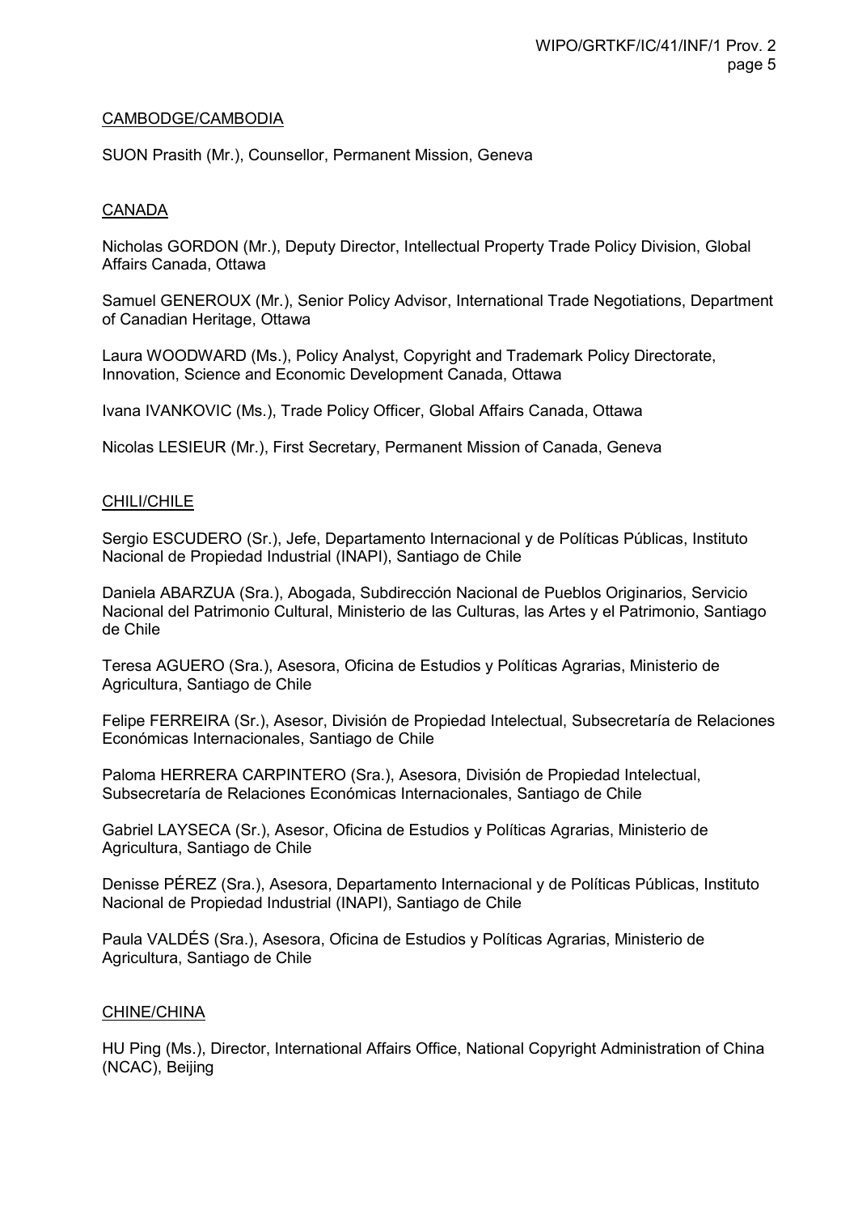<u>CAMBODGE/CAMBODIA</u>

SUON Prasith (Mr.), Counsellor, Permanent Mission, Geneva

<u>CANADA</u>

Nicholas GORDON (Mr.), Deputy Director, Intellectual Property Trade Policy Division, Global Affairs Canada, Ottawa

Samuel GENEROUX (Mr.), Senior Policy Advisor, International Trade Negotiations, Department of Canadian Heritage, Ottawa

Laura WOODWARD (Ms.), Policy Analyst, Copyright and Trademark Policy Directorate, Innovation, Science and Economic Development Canada, Ottawa

Ivana IVANKOVIC (Ms.), Trade Policy Officer, Global Affairs Canada, Ottawa

Nicolas LESIEUR (Mr.), First Secretary, Permanent Mission of Canada, Geneva

<u>CHILI/CHILE</u>

Sergio ESCUDERO (Sr.), Jefe, Departamento Internacional y de Políticas Públicas, Instituto Nacional de Propiedad Industrial (INAPI), Santiago de Chile

Daniela ABARZUA (Sra.), Abogada, Subdirección Nacional de Pueblos Originarios, Servicio Nacional del Patrimonio Cultural, Ministerio de las Culturas, las Artes y el Patrimonio, Santiago de Chile

Teresa AGUERO (Sra.), Asesora, Oficina de Estudios y Políticas Agrarias, Ministerio de Agricultura, Santiago de Chile

Felipe FERREIRA (Sr.), Asesor, División de Propiedad Intelectual, Subsecretaría de Relaciones Económicas Internacionales, Santiago de Chile

Paloma HERRERA CARPINTERO (Sra.), Asesora, División de Propiedad Intelectual, Subsecretaría de Relaciones Económicas Internacionales, Santiago de Chile

Gabriel LAYSECA (Sr.), Asesor, Oficina de Estudios y Políticas Agrarias, Ministerio de Agricultura, Santiago de Chile

Denisse PÉREZ (Sra.), Asesora, Departamento Internacional y de Políticas Públicas, Instituto Nacional de Propiedad Industrial (INAPI), Santiago de Chile

Paula VALDÉS (Sra.), Asesora, Oficina de Estudios y Políticas Agrarias, Ministerio de Agricultura, Santiago de Chile

<u>CHINE/CHINA</u>

HU Ping (Ms.), Director, International Affairs Office, National Copyright Administration of China (NCAC), Beijing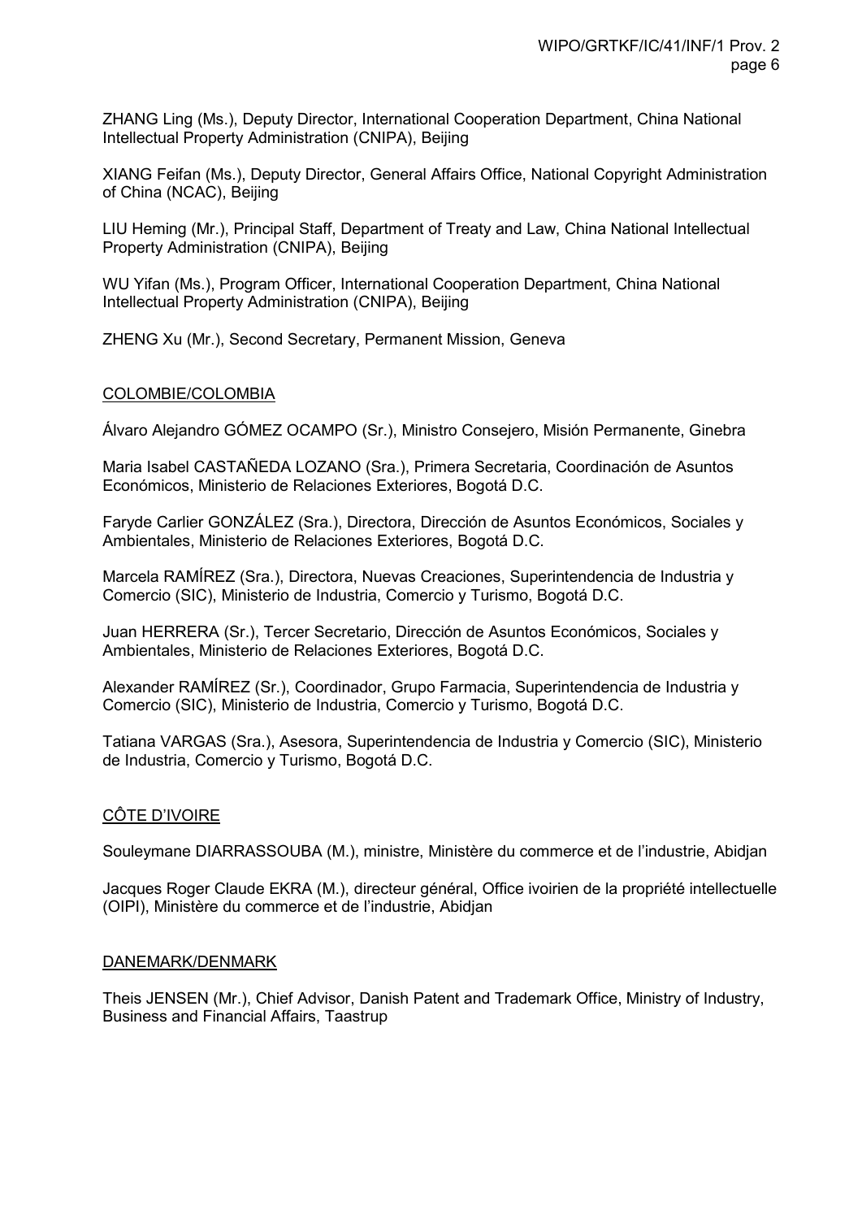ZHANG Ling (Ms.), Deputy Director, International Cooperation Department, China National Intellectual Property Administration (CNIPA), Beijing

XIANG Feifan (Ms.), Deputy Director, General Affairs Office, National Copyright Administration of China (NCAC), Beijing

LIU Heming (Mr.), Principal Staff, Department of Treaty and Law, China National Intellectual Property Administration (CNIPA), Beijing

WU Yifan (Ms.), Program Officer, International Cooperation Department, China National Intellectual Property Administration (CNIPA), Beijing

ZHENG Xu (Mr.), Second Secretary, Permanent Mission, Geneva

## COLOMBIE/COLOMBIA

Álvaro Alejandro GÓMEZ OCAMPO (Sr.), Ministro Consejero, Misión Permanente, Ginebra

Maria Isabel CASTAÑEDA LOZANO (Sra.), Primera Secretaria, Coordinación de Asuntos Económicos, Ministerio de Relaciones Exteriores, Bogotá D.C.

Faryde Carlier GONZÁLEZ (Sra.), Directora, Dirección de Asuntos Económicos, Sociales y Ambientales, Ministerio de Relaciones Exteriores, Bogotá D.C.

Marcela RAMÍREZ (Sra.), Directora, Nuevas Creaciones, Superintendencia de Industria y Comercio (SIC), Ministerio de Industria, Comercio y Turismo, Bogotá D.C.

Juan HERRERA (Sr.), Tercer Secretario, Dirección de Asuntos Económicos, Sociales y Ambientales, Ministerio de Relaciones Exteriores, Bogotá D.C.

Alexander RAMÍREZ (Sr.), Coordinador, Grupo Farmacia, Superintendencia de Industria y Comercio (SIC), Ministerio de Industria, Comercio y Turismo, Bogotá D.C.

Tatiana VARGAS (Sra.), Asesora, Superintendencia de Industria y Comercio (SIC), Ministerio de Industria, Comercio y Turismo, Bogotá D.C.

## CÔTE D'IVOIRE

Souleymane DIARRASSOUBA (M.), ministre, Ministère du commerce et de l'industrie, Abidjan

Jacques Roger Claude EKRA (M.), directeur général, Office ivoirien de la propriété intellectuelle (OIPI), Ministère du commerce et de l'industrie, Abidjan

## DANEMARK/DENMARK

Theis JENSEN (Mr.), Chief Advisor, Danish Patent and Trademark Office, Ministry of Industry, Business and Financial Affairs, Taastrup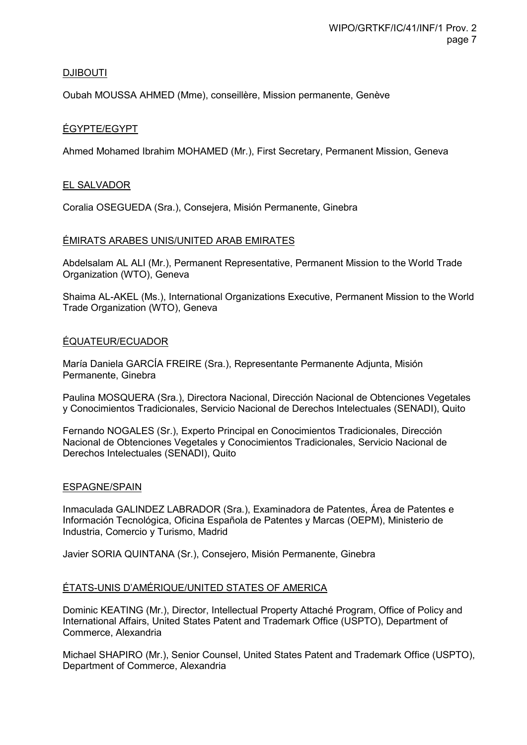DJIBOUTI

Oubah MOUSSA AHMED (Mme), conseillère, Mission permanente, Genève

ÉGYPTE/EGYPT

Ahmed Mohamed Ibrahim MOHAMED (Mr.), First Secretary, Permanent Mission, Geneva

EL SALVADOR

Coralia OSEGUEDA (Sra.), Consejera, Misión Permanente, Ginebra

ÉMIRATS ARABES UNIS/UNITED ARAB EMIRATES

Abdelsalam AL ALI (Mr.), Permanent Representative, Permanent Mission to the World Trade Organization (WTO), Geneva

Shaima AL-AKEL (Ms.), International Organizations Executive, Permanent Mission to the World Trade Organization (WTO), Geneva

ÉQUATEUR/ECUADOR

María Daniela GARCÍA FREIRE (Sra.), Representante Permanente Adjunta, Misión Permanente, Ginebra

Paulina MOSQUERA (Sra.), Directora Nacional, Dirección Nacional de Obtenciones Vegetales y Conocimientos Tradicionales, Servicio Nacional de Derechos Intelectuales (SENADI), Quito

Fernando NOGALES (Sr.), Experto Principal en Conocimientos Tradicionales, Dirección Nacional de Obtenciones Vegetales y Conocimientos Tradicionales, Servicio Nacional de Derechos Intelectuales (SENADI), Quito

ESPAGNE/SPAIN

Inmaculada GALINDEZ LABRADOR (Sra.), Examinadora de Patentes, Área de Patentes e Información Tecnológica, Oficina Española de Patentes y Marcas (OEPM), Ministerio de Industria, Comercio y Turismo, Madrid

Javier SORIA QUINTANA (Sr.), Consejero, Misión Permanente, Ginebra

ÉTATS-UNIS D'AMÉRIQUE/UNITED STATES OF AMERICA

Dominic KEATING (Mr.), Director, Intellectual Property Attaché Program, Office of Policy and International Affairs, United States Patent and Trademark Office (USPTO), Department of Commerce, Alexandria

Michael SHAPIRO (Mr.), Senior Counsel, United States Patent and Trademark Office (USPTO), Department of Commerce, Alexandria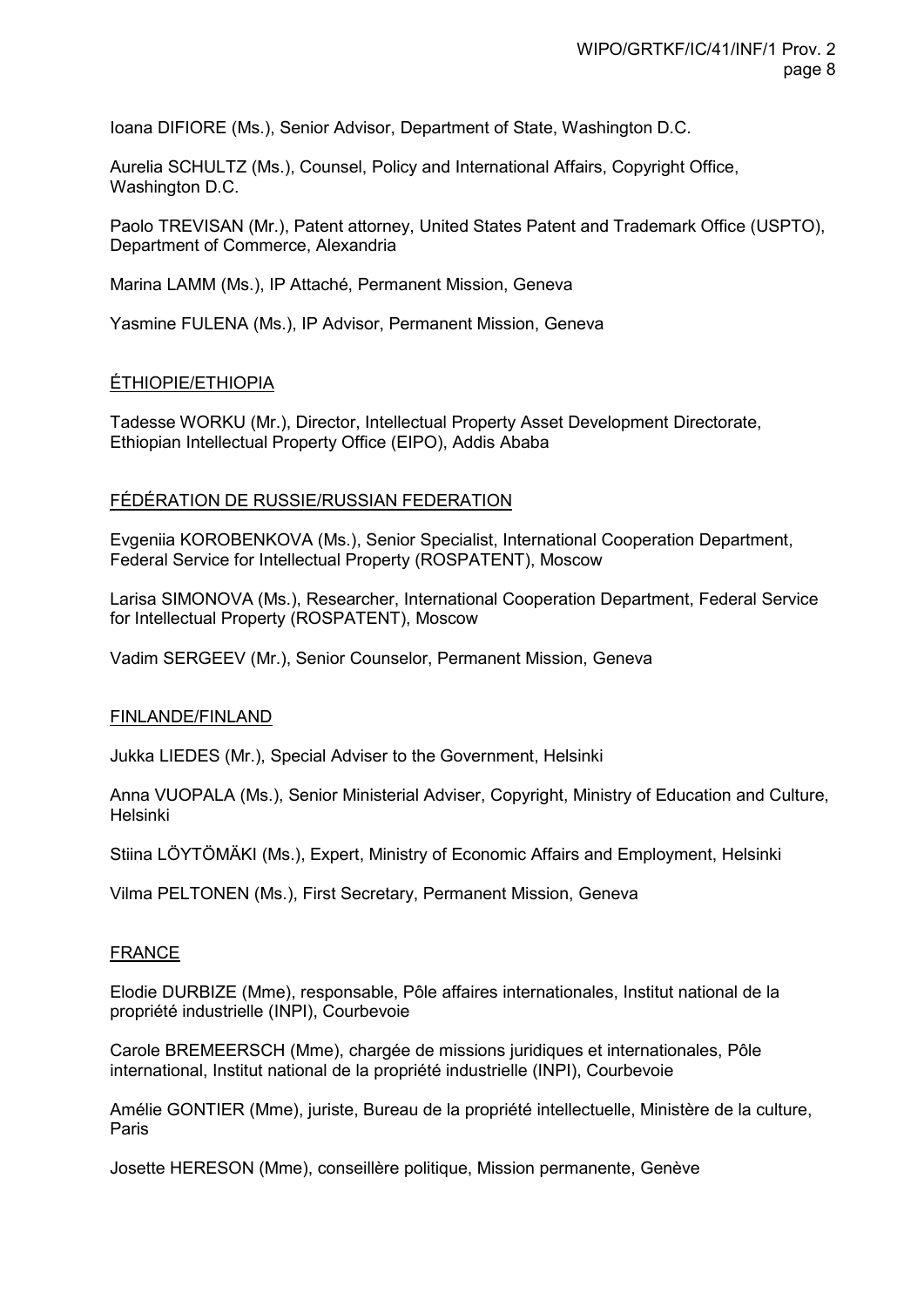Ioana DIFIORE (Ms.), Senior Advisor, Department of State, Washington D.C.

Aurelia SCHULTZ (Ms.), Counsel, Policy and International Affairs, Copyright Office, Washington D.C.

Paolo TREVISAN (Mr.), Patent attorney, United States Patent and Trademark Office (USPTO), Department of Commerce, Alexandria

Marina LAMM (Ms.), IP Attaché, Permanent Mission, Geneva

Yasmine FULENA (Ms.), IP Advisor, Permanent Mission, Geneva

ÉTHIOPIE/ETHIOPIA

Tadesse WORKU (Mr.), Director, Intellectual Property Asset Development Directorate, Ethiopian Intellectual Property Office (EIPO), Addis Ababa

FÉDÉRATION DE RUSSIE/RUSSIAN FEDERATION

Evgeniia KOROBENKOVA (Ms.), Senior Specialist, International Cooperation Department, Federal Service for Intellectual Property (ROSPATENT), Moscow

Larisa SIMONOVA (Ms.), Researcher, International Cooperation Department, Federal Service for Intellectual Property (ROSPATENT), Moscow

Vadim SERGEEV (Mr.), Senior Counselor, Permanent Mission, Geneva

FINLANDE/FINLAND

Jukka LIEDES (Mr.), Special Adviser to the Government, Helsinki

Anna VUOPALA (Ms.), Senior Ministerial Adviser, Copyright, Ministry of Education and Culture, Helsinki

Stiina LÖYTÖMÄKI (Ms.), Expert, Ministry of Economic Affairs and Employment, Helsinki

Vilma PELTONEN (Ms.), First Secretary, Permanent Mission, Geneva

FRANCE

Elodie DURBIZE (Mme), responsable, Pôle affaires internationales, Institut national de la propriété industrielle (INPI), Courbevoie

Carole BREMEERSCH (Mme), chargée de missions juridiques et internationales, Pôle international, Institut national de la propriété industrielle (INPI), Courbevoie

Amélie GONTIER (Mme), juriste, Bureau de la propriété intellectuelle, Ministère de la culture, Paris

Josette HERESON (Mme), conseillère politique, Mission permanente, Genève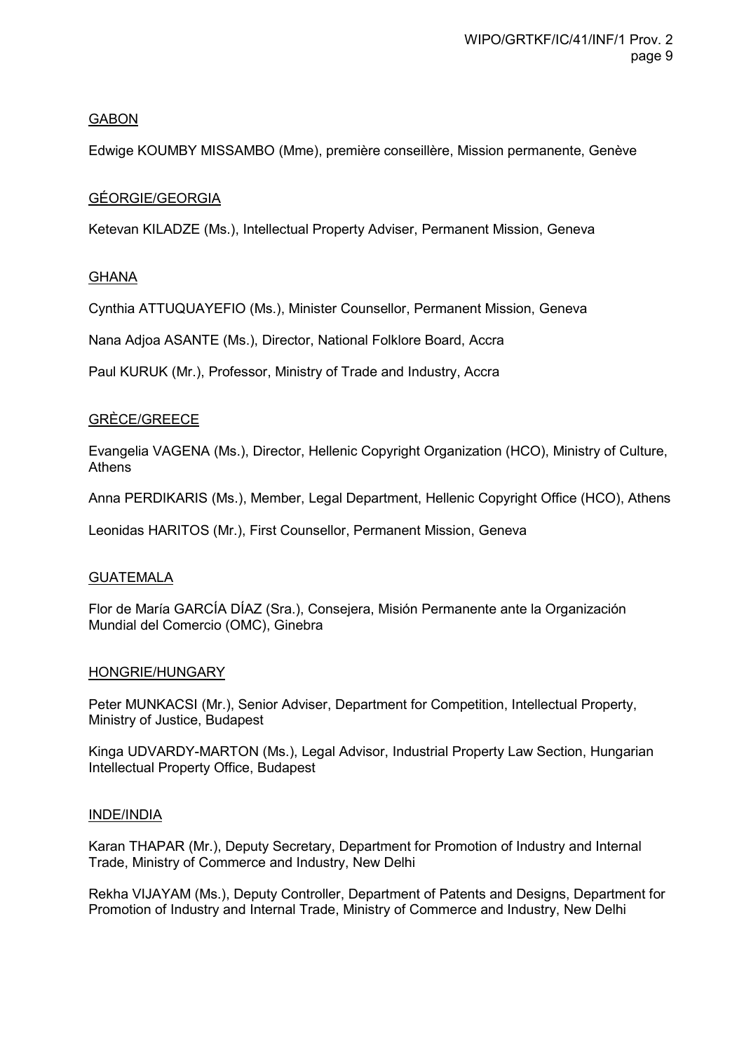GABON

Edwige KOUMBY MISSAMBO (Mme), première conseillère, Mission permanente, Genève

GÉORGIE/GEORGIA

Ketevan KILADZE (Ms.), Intellectual Property Adviser, Permanent Mission, Geneva

GHANA

Cynthia ATTUQUAYEFIO (Ms.), Minister Counsellor, Permanent Mission, Geneva

Nana Adjoa ASANTE (Ms.), Director, National Folklore Board, Accra

Paul KURUK (Mr.), Professor, Ministry of Trade and Industry, Accra

GRÈCE/GREECE

Evangelia VAGENA (Ms.), Director, Hellenic Copyright Organization (HCO), Ministry of Culture, Athens

Anna PERDIKARIS (Ms.), Member, Legal Department, Hellenic Copyright Office (HCO), Athens

Leonidas HARITOS (Mr.), First Counsellor, Permanent Mission, Geneva

GUATEMALA

Flor de María GARCÍA DÍAZ (Sra.), Consejera, Misión Permanente ante la Organización Mundial del Comercio (OMC), Ginebra

HONGRIE/HUNGARY

Peter MUNKACSI (Mr.), Senior Adviser, Department for Competition, Intellectual Property, Ministry of Justice, Budapest

Kinga UDVARDY-MARTON (Ms.), Legal Advisor, Industrial Property Law Section, Hungarian Intellectual Property Office, Budapest

INDE/INDIA

Karan THAPAR (Mr.), Deputy Secretary, Department for Promotion of Industry and Internal Trade, Ministry of Commerce and Industry, New Delhi

Rekha VIJAYAM (Ms.), Deputy Controller, Department of Patents and Designs, Department for Promotion of Industry and Internal Trade, Ministry of Commerce and Industry, New Delhi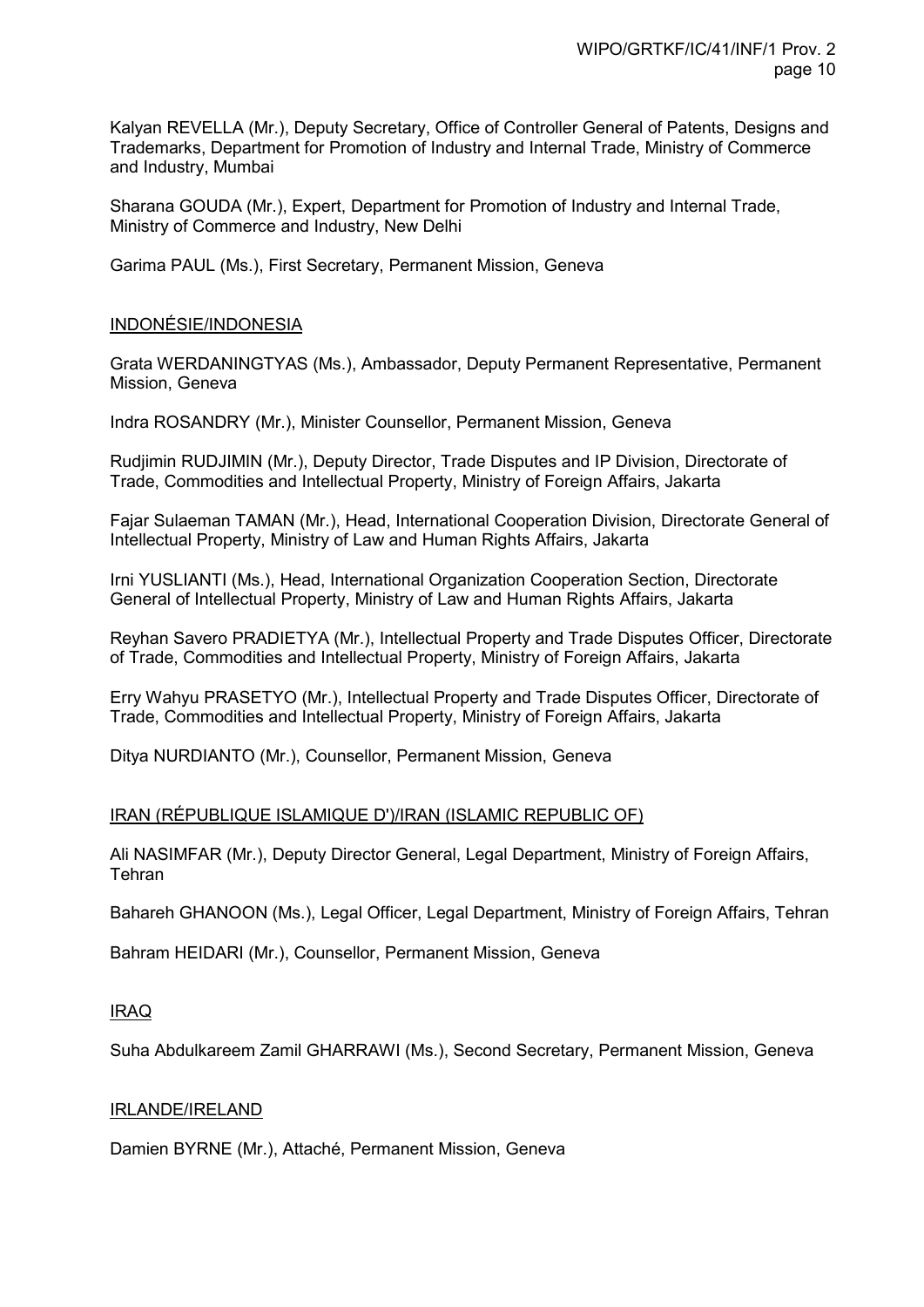Kalyan REVELLA (Mr.), Deputy Secretary, Office of Controller General of Patents, Designs and Trademarks, Department for Promotion of Industry and Internal Trade, Ministry of Commerce and Industry, Mumbai

Sharana GOUDA (Mr.), Expert, Department for Promotion of Industry and Internal Trade, Ministry of Commerce and Industry, New Delhi

Garima PAUL (Ms.), First Secretary, Permanent Mission, Geneva

INDONÉSIE/INDONESIA

Grata WERDANINGTYAS (Ms.), Ambassador, Deputy Permanent Representative, Permanent Mission, Geneva

Indra ROSANDRY (Mr.), Minister Counsellor, Permanent Mission, Geneva

Rudjimin RUDJIMIN (Mr.), Deputy Director, Trade Disputes and IP Division, Directorate of Trade, Commodities and Intellectual Property, Ministry of Foreign Affairs, Jakarta

Fajar Sulaeman TAMAN (Mr.), Head, International Cooperation Division, Directorate General of Intellectual Property, Ministry of Law and Human Rights Affairs, Jakarta

Irni YUSLIANTI (Ms.), Head, International Organization Cooperation Section, Directorate General of Intellectual Property, Ministry of Law and Human Rights Affairs, Jakarta

Reyhan Savero PRADIETYA (Mr.), Intellectual Property and Trade Disputes Officer, Directorate of Trade, Commodities and Intellectual Property, Ministry of Foreign Affairs, Jakarta

Erry Wahyu PRASETYO (Mr.), Intellectual Property and Trade Disputes Officer, Directorate of Trade, Commodities and Intellectual Property, Ministry of Foreign Affairs, Jakarta

Ditya NURDIANTO (Mr.), Counsellor, Permanent Mission, Geneva

IRAN (RÉPUBLIQUE ISLAMIQUE D')/IRAN (ISLAMIC REPUBLIC OF)

Ali NASIMFAR (Mr.), Deputy Director General, Legal Department, Ministry of Foreign Affairs, Tehran

Bahareh GHANOON (Ms.), Legal Officer, Legal Department, Ministry of Foreign Affairs, Tehran

Bahram HEIDARI (Mr.), Counsellor, Permanent Mission, Geneva

IRAQ

Suha Abdulkareem Zamil GHARRAWI (Ms.), Second Secretary, Permanent Mission, Geneva

IRLANDE/IRELAND

Damien BYRNE (Mr.), Attaché, Permanent Mission, Geneva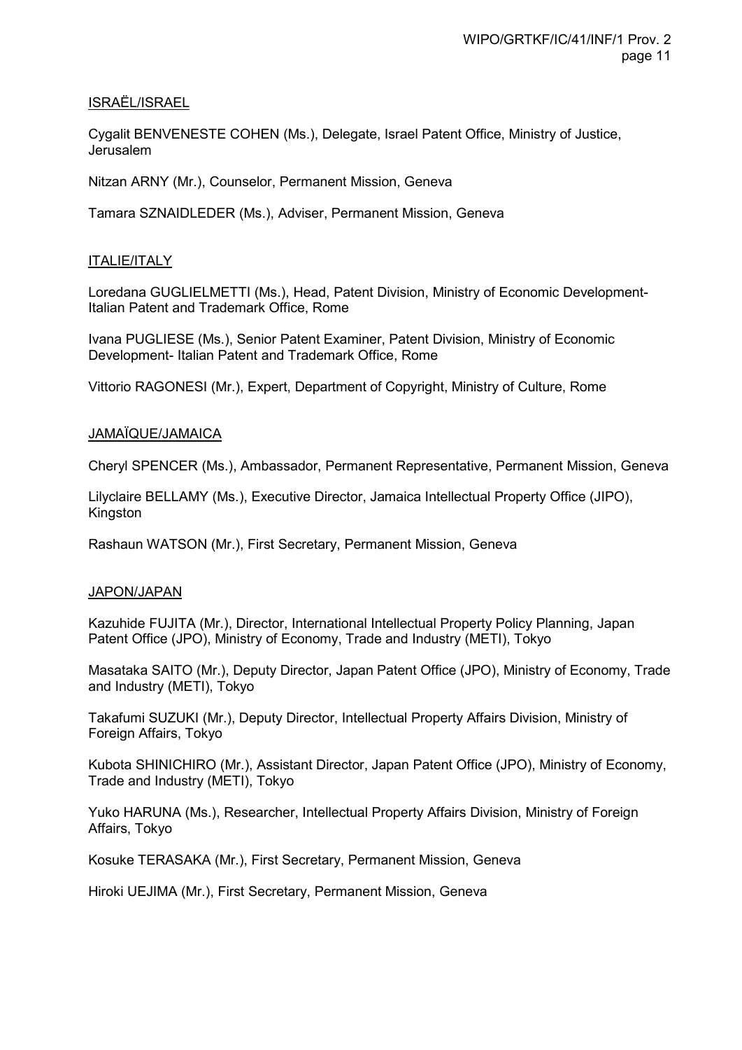ISRAËL/ISRAEL

Cygalit BENVENESTE COHEN (Ms.), Delegate, Israel Patent Office, Ministry of Justice, Jerusalem

Nitzan ARNY (Mr.), Counselor, Permanent Mission, Geneva

Tamara SZNAIDLEDER (Ms.), Adviser, Permanent Mission, Geneva

ITALIE/ITALY

Loredana GUGLIELMETTI (Ms.), Head, Patent Division, Ministry of Economic Development-Italian Patent and Trademark Office, Rome

Ivana PUGLIESE (Ms.), Senior Patent Examiner, Patent Division, Ministry of Economic Development- Italian Patent and Trademark Office, Rome

Vittorio RAGONESI (Mr.), Expert, Department of Copyright, Ministry of Culture, Rome

JAMAÏQUE/JAMAICA

Cheryl SPENCER (Ms.), Ambassador, Permanent Representative, Permanent Mission, Geneva

Lilyclaire BELLAMY (Ms.), Executive Director, Jamaica Intellectual Property Office (JIPO), Kingston

Rashaun WATSON (Mr.), First Secretary, Permanent Mission, Geneva

JAPON/JAPAN

Kazuhide FUJITA (Mr.), Director, International Intellectual Property Policy Planning, Japan Patent Office (JPO), Ministry of Economy, Trade and Industry (METI), Tokyo

Masataka SAITO (Mr.), Deputy Director, Japan Patent Office (JPO), Ministry of Economy, Trade and Industry (METI), Tokyo

Takafumi SUZUKI (Mr.), Deputy Director, Intellectual Property Affairs Division, Ministry of Foreign Affairs, Tokyo

Kubota SHINICHIRO (Mr.), Assistant Director, Japan Patent Office (JPO), Ministry of Economy, Trade and Industry (METI), Tokyo

Yuko HARUNA (Ms.), Researcher, Intellectual Property Affairs Division, Ministry of Foreign Affairs, Tokyo

Kosuke TERASAKA (Mr.), First Secretary, Permanent Mission, Geneva

Hiroki UEJIMA (Mr.), First Secretary, Permanent Mission, Geneva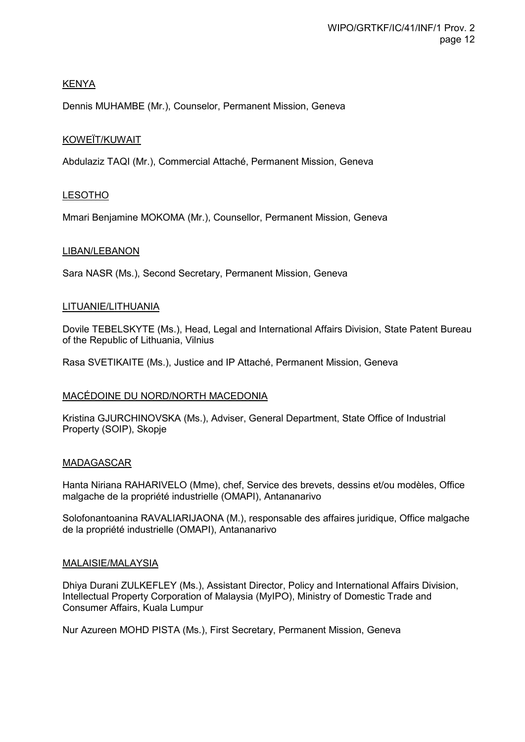KENYA

Dennis MUHAMBE (Mr.), Counselor, Permanent Mission, Geneva

KOWEÏT/KUWAIT

Abdulaziz TAQI (Mr.), Commercial Attaché, Permanent Mission, Geneva

LESOTHO

Mmari Benjamine MOKOMA (Mr.), Counsellor, Permanent Mission, Geneva

LIBAN/LEBANON

Sara NASR (Ms.), Second Secretary, Permanent Mission, Geneva

LITUANIE/LITHUANIA

Dovile TEBELSKYTE (Ms.), Head, Legal and International Affairs Division, State Patent Bureau of the Republic of Lithuania, Vilnius

Rasa SVETIKAITE (Ms.), Justice and IP Attaché, Permanent Mission, Geneva

MACÉDOINE DU NORD/NORTH MACEDONIA

Kristina GJURCHINOVSKA (Ms.), Adviser, General Department, State Office of Industrial Property (SOIP), Skopje

MADAGASCAR

Hanta Niriana RAHARIVELO (Mme), chef, Service des brevets, dessins et/ou modèles, Office malgache de la propriété industrielle (OMAPI), Antananarivo

Solofonantoanina RAVALIARIJAONA (M.), responsable des affaires juridique, Office malgache de la propriété industrielle (OMAPI), Antananarivo

MALAISIE/MALAYSIA

Dhiya Durani ZULKEFLEY (Ms.), Assistant Director, Policy and International Affairs Division, Intellectual Property Corporation of Malaysia (MyIPO), Ministry of Domestic Trade and Consumer Affairs, Kuala Lumpur

Nur Azureen MOHD PISTA (Ms.), First Secretary, Permanent Mission, Geneva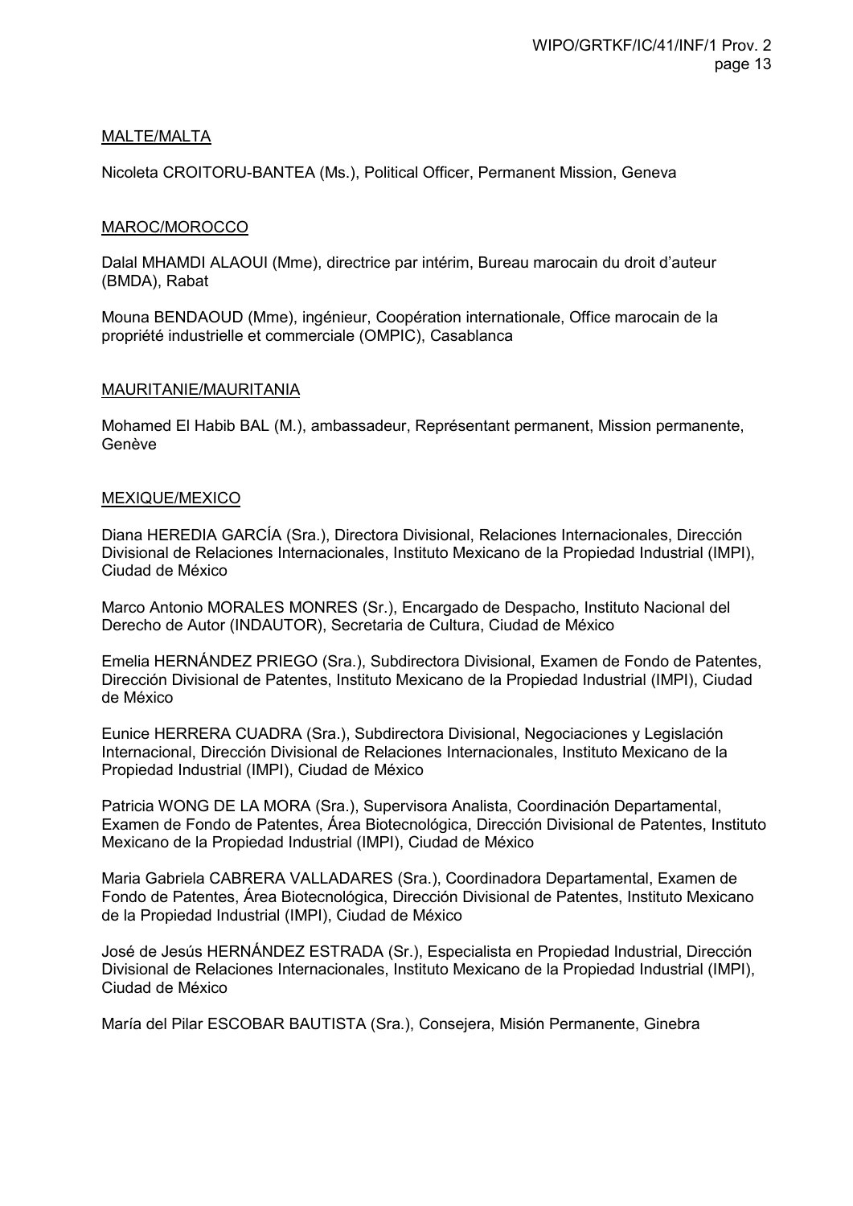MALTE/MALTA

Nicoleta CROITORU-BANTEA (Ms.), Political Officer, Permanent Mission, Geneva

MAROC/MOROCCO

Dalal MHAMDI ALAOUI (Mme), directrice par intérim, Bureau marocain du droit d'auteur (BMDA), Rabat

Mouna BENDAOUD (Mme), ingénieur, Coopération internationale, Office marocain de la propriété industrielle et commerciale (OMPIC), Casablanca

MAURITANIE/MAURITANIA

Mohamed El Habib BAL (M.), ambassadeur, Représentant permanent, Mission permanente, Genève

MEXIQUE/MEXICO

Diana HEREDIA GARCÍA (Sra.), Directora Divisional, Relaciones Internacionales, Dirección Divisional de Relaciones Internacionales, Instituto Mexicano de la Propiedad Industrial (IMPI), Ciudad de México

Marco Antonio MORALES MONRES (Sr.), Encargado de Despacho, Instituto Nacional del Derecho de Autor (INDAUTOR), Secretaria de Cultura, Ciudad de México

Emelia HERNÁNDEZ PRIEGO (Sra.), Subdirectora Divisional, Examen de Fondo de Patentes, Dirección Divisional de Patentes, Instituto Mexicano de la Propiedad Industrial (IMPI), Ciudad de México

Eunice HERRERA CUADRA (Sra.), Subdirectora Divisional, Negociaciones y Legislación Internacional, Dirección Divisional de Relaciones Internacionales, Instituto Mexicano de la Propiedad Industrial (IMPI), Ciudad de México

Patricia WONG DE LA MORA (Sra.), Supervisora Analista, Coordinación Departamental, Examen de Fondo de Patentes, Área Biotecnológica, Dirección Divisional de Patentes, Instituto Mexicano de la Propiedad Industrial (IMPI), Ciudad de México

Maria Gabriela CABRERA VALLADARES (Sra.), Coordinadora Departamental, Examen de Fondo de Patentes, Área Biotecnológica, Dirección Divisional de Patentes, Instituto Mexicano de la Propiedad Industrial (IMPI), Ciudad de México

José de Jesús HERNÁNDEZ ESTRADA (Sr.), Especialista en Propiedad Industrial, Dirección Divisional de Relaciones Internacionales, Instituto Mexicano de la Propiedad Industrial (IMPI), Ciudad de México

María del Pilar ESCOBAR BAUTISTA (Sra.), Consejera, Misión Permanente, Ginebra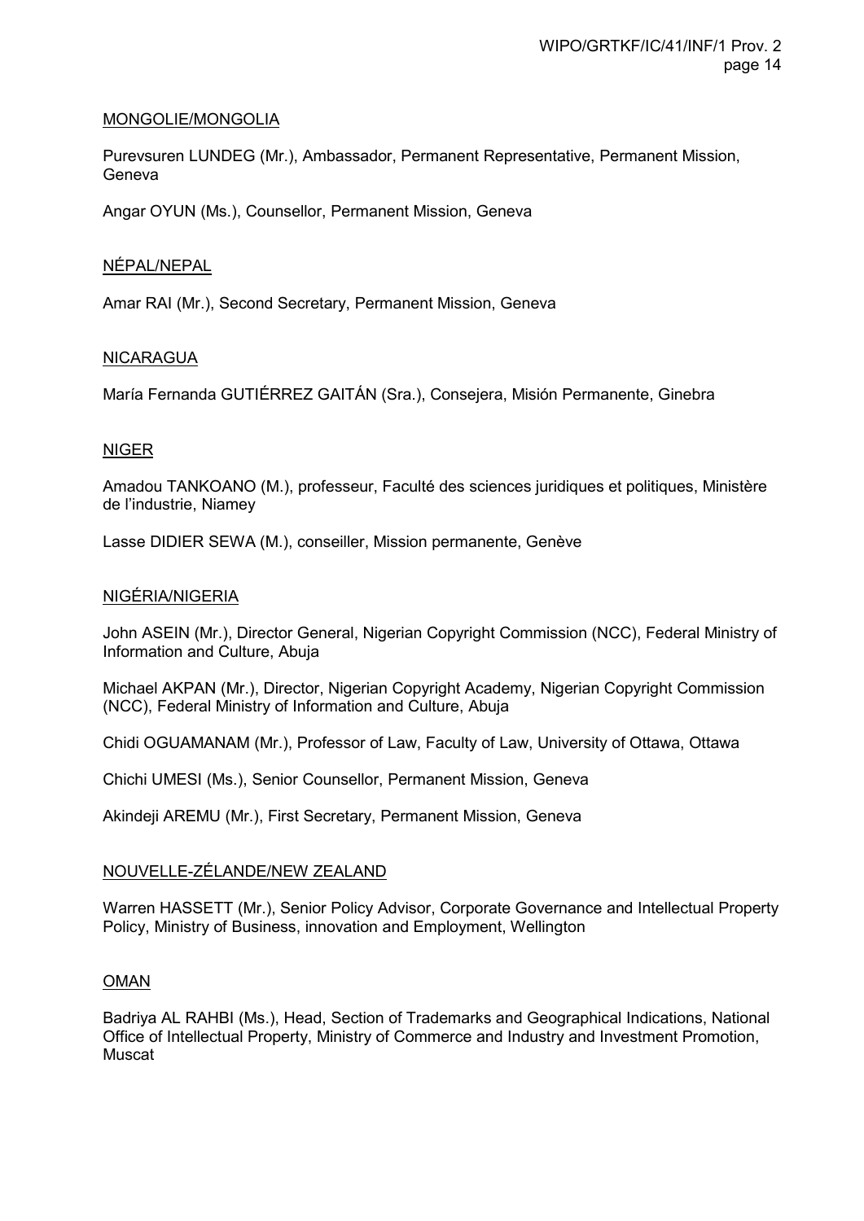<u>MONGOLIE/MONGOLIA</u>

Purevsuren LUNDEG (Mr.), Ambassador, Permanent Representative, Permanent Mission, Geneva

Angar OYUN (Ms.), Counsellor, Permanent Mission, Geneva

<u>NÉPAL/NEPAL</u>

Amar RAI (Mr.), Second Secretary, Permanent Mission, Geneva

<u>NICARAGUA</u>

María Fernanda GUTIÉRREZ GAITÁN (Sra.), Consejera, Misión Permanente, Ginebra

<u>NIGER</u>

Amadou TANKOANO (M.), professeur, Faculté des sciences juridiques et politiques, Ministère de l'industrie, Niamey

Lasse DIDIER SEWA (M.), conseiller, Mission permanente, Genève

<u>NIGÉRIA/NIGERIA</u>

John ASEIN (Mr.), Director General, Nigerian Copyright Commission (NCC), Federal Ministry of Information and Culture, Abuja

Michael AKPAN (Mr.), Director, Nigerian Copyright Academy, Nigerian Copyright Commission (NCC), Federal Ministry of Information and Culture, Abuja

Chidi OGUAMANAM (Mr.), Professor of Law, Faculty of Law, University of Ottawa, Ottawa

Chichi UMESI (Ms.), Senior Counsellor, Permanent Mission, Geneva

Akindeji AREMU (Mr.), First Secretary, Permanent Mission, Geneva

<u>NOUVELLE-ZÉLANDE/NEW ZEALAND</u>

Warren HASSETT (Mr.), Senior Policy Advisor, Corporate Governance and Intellectual Property Policy, Ministry of Business, innovation and Employment, Wellington

<u>OMAN</u>

Badriya AL RAHBI (Ms.), Head, Section of Trademarks and Geographical Indications, National Office of Intellectual Property, Ministry of Commerce and Industry and Investment Promotion, Muscat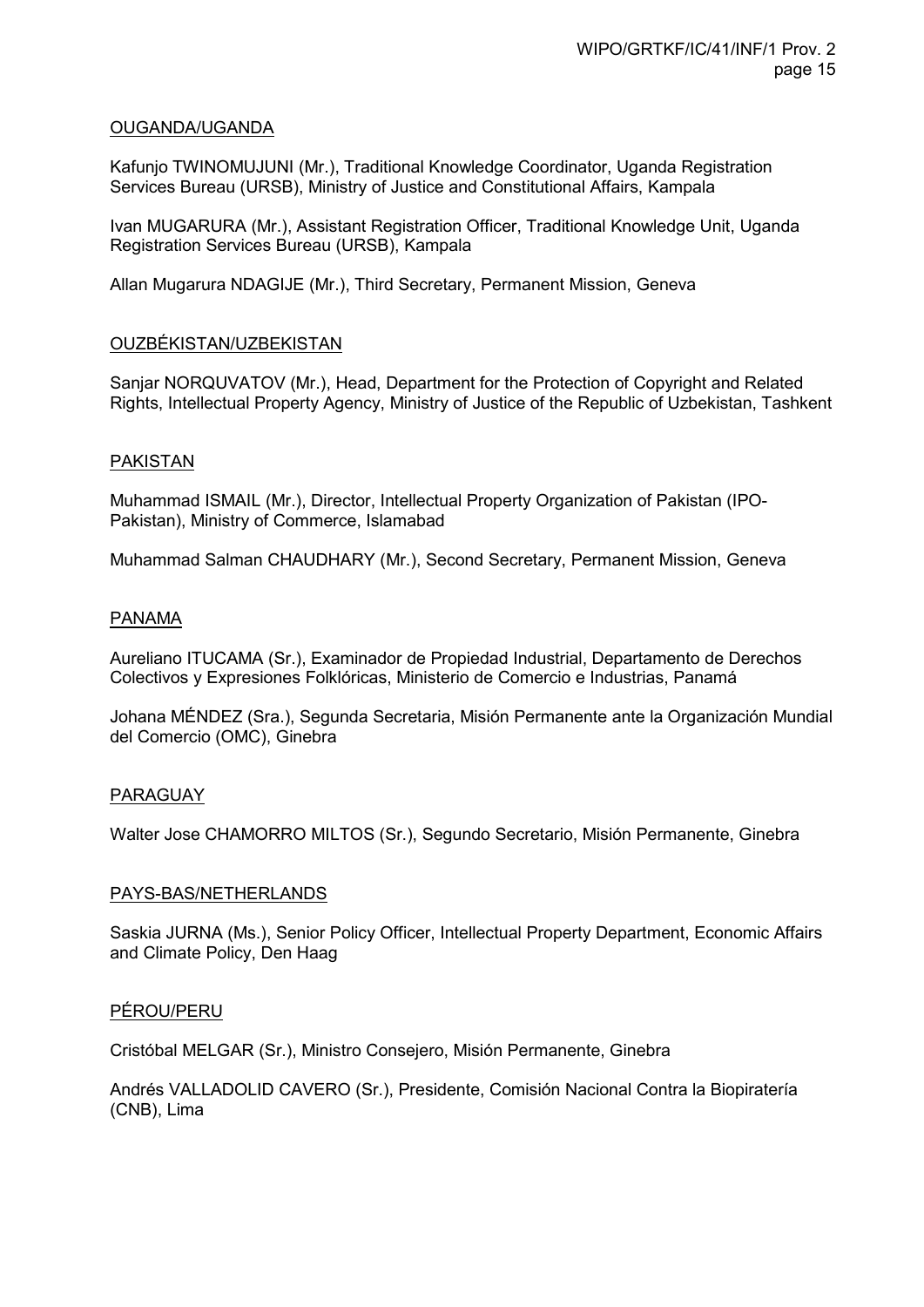OUGANDA/UGANDA

Kafunjo TWINOMUJUNI (Mr.), Traditional Knowledge Coordinator, Uganda Registration Services Bureau (URSB), Ministry of Justice and Constitutional Affairs, Kampala

Ivan MUGARURA (Mr.), Assistant Registration Officer, Traditional Knowledge Unit, Uganda Registration Services Bureau (URSB), Kampala

Allan Mugarura NDAGIJE (Mr.), Third Secretary, Permanent Mission, Geneva

OUZBÉKISTAN/UZBEKISTAN

Sanjar NORQUVATOV (Mr.), Head, Department for the Protection of Copyright and Related Rights, Intellectual Property Agency, Ministry of Justice of the Republic of Uzbekistan, Tashkent

PAKISTAN

Muhammad ISMAIL (Mr.), Director, Intellectual Property Organization of Pakistan (IPO-Pakistan), Ministry of Commerce, Islamabad

Muhammad Salman CHAUDHARY (Mr.), Second Secretary, Permanent Mission, Geneva

PANAMA

Aureliano ITUCAMA (Sr.), Examinador de Propiedad Industrial, Departamento de Derechos Colectivos y Expresiones Folklóricas, Ministerio de Comercio e Industrias, Panamá

Johana MÉNDEZ (Sra.), Segunda Secretaria, Misión Permanente ante la Organización Mundial del Comercio (OMC), Ginebra

PARAGUAY

Walter Jose CHAMORRO MILTOS (Sr.), Segundo Secretario, Misión Permanente, Ginebra

PAYS-BAS/NETHERLANDS

Saskia JURNA (Ms.), Senior Policy Officer, Intellectual Property Department, Economic Affairs and Climate Policy, Den Haag

PÉROU/PERU

Cristóbal MELGAR (Sr.), Ministro Consejero, Misión Permanente, Ginebra

Andrés VALLADOLID CAVERO (Sr.), Presidente, Comisión Nacional Contra la Biopiratería (CNB), Lima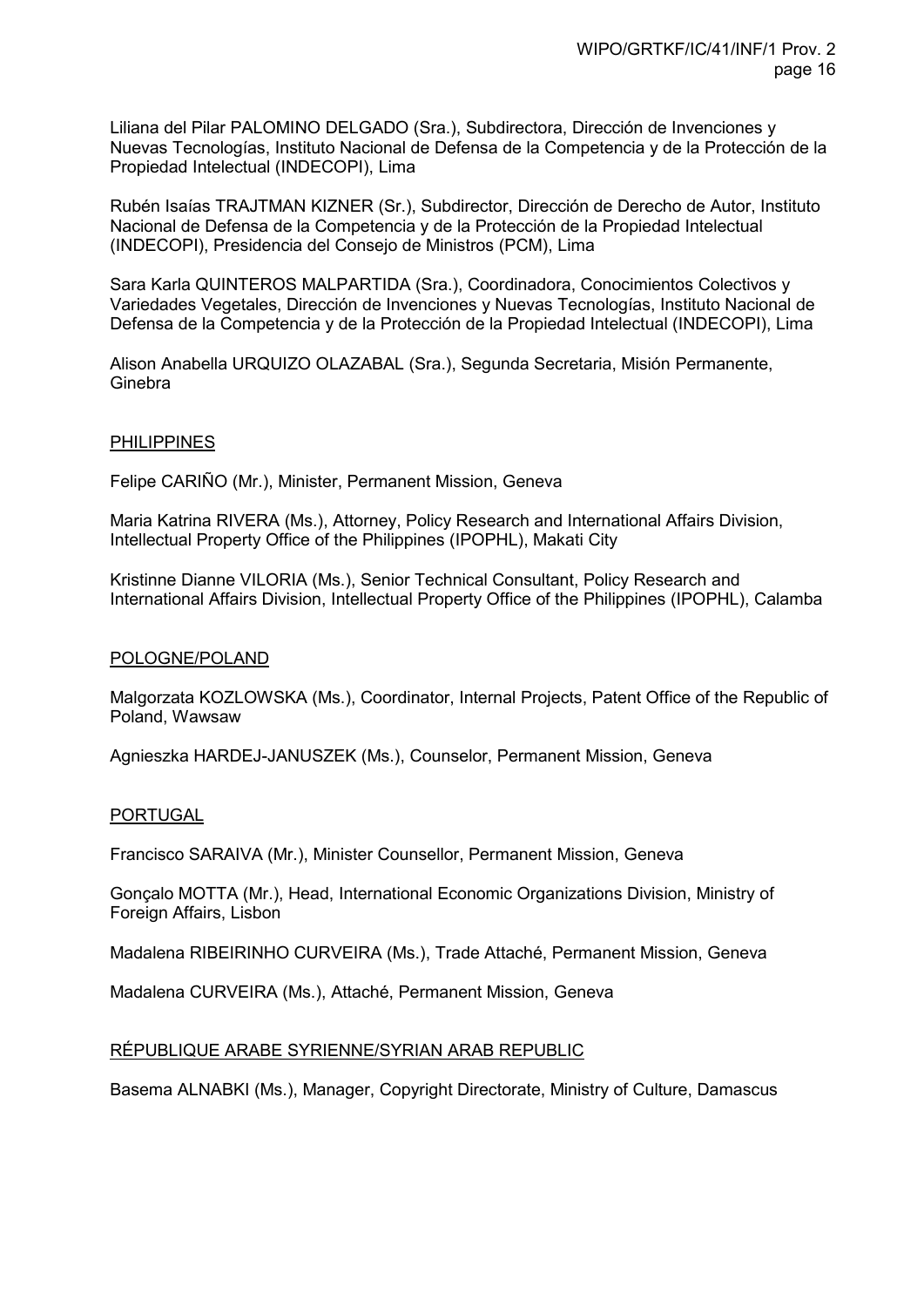Liliana del Pilar PALOMINO DELGADO (Sra.), Subdirectora, Dirección de Invenciones y Nuevas Tecnologías, Instituto Nacional de Defensa de la Competencia y de la Protección de la Propiedad Intelectual (INDECOPI), Lima

Rubén Isaías TRAJTMAN KIZNER (Sr.), Subdirector, Dirección de Derecho de Autor, Instituto Nacional de Defensa de la Competencia y de la Protección de la Propiedad Intelectual (INDECOPI), Presidencia del Consejo de Ministros (PCM), Lima

Sara Karla QUINTEROS MALPARTIDA (Sra.), Coordinadora, Conocimientos Colectivos y Variedades Vegetales, Dirección de Invenciones y Nuevas Tecnologías, Instituto Nacional de Defensa de la Competencia y de la Protección de la Propiedad Intelectual (INDECOPI), Lima

Alison Anabella URQUIZO OLAZABAL (Sra.), Segunda Secretaria, Misión Permanente, Ginebra

PHILIPPINES

Felipe CARIÑO (Mr.), Minister, Permanent Mission, Geneva

Maria Katrina RIVERA (Ms.), Attorney, Policy Research and International Affairs Division, Intellectual Property Office of the Philippines (IPOPHL), Makati City

Kristinne Dianne VILORIA (Ms.), Senior Technical Consultant, Policy Research and International Affairs Division, Intellectual Property Office of the Philippines (IPOPHL), Calamba

POLOGNE/POLAND

Malgorzata KOZLOWSKA (Ms.), Coordinator, Internal Projects, Patent Office of the Republic of Poland, Wawsaw

Agnieszka HARDEJ-JANUSZEK (Ms.), Counselor, Permanent Mission, Geneva

PORTUGAL

Francisco SARAIVA (Mr.), Minister Counsellor, Permanent Mission, Geneva

Gonçalo MOTTA (Mr.), Head, International Economic Organizations Division, Ministry of Foreign Affairs, Lisbon

Madalena RIBEIRINHO CURVEIRA (Ms.), Trade Attaché, Permanent Mission, Geneva

Madalena CURVEIRA (Ms.), Attaché, Permanent Mission, Geneva

RÉPUBLIQUE ARABE SYRIENNE/SYRIAN ARAB REPUBLIC

Basema ALNABKI (Ms.), Manager, Copyright Directorate, Ministry of Culture, Damascus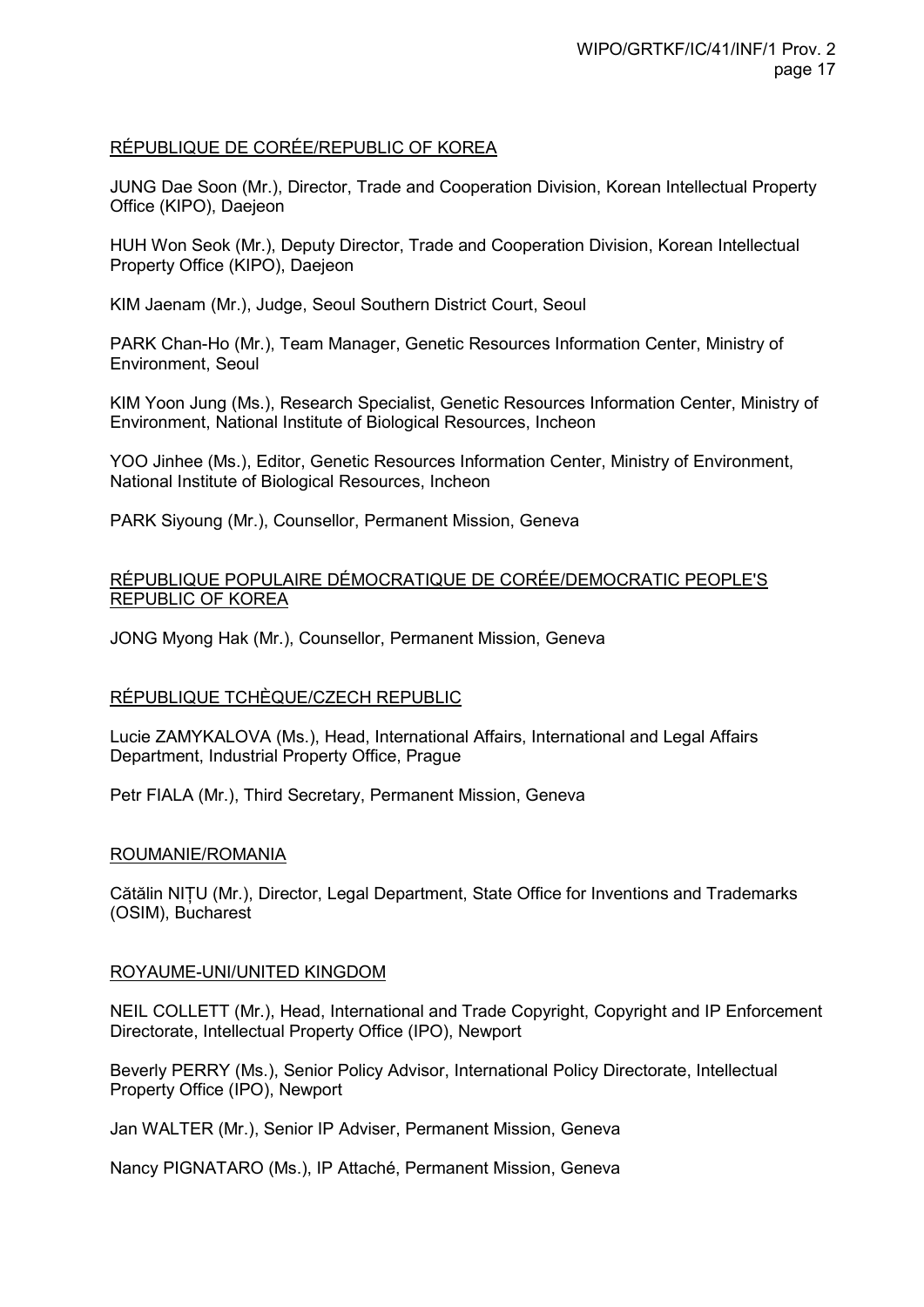<u>RÉPUBLIQUE DE CORÉE/REPUBLIC OF KOREA</u>

JUNG Dae Soon (Mr.), Director, Trade and Cooperation Division, Korean Intellectual Property Office (KIPO), Daejeon

HUH Won Seok (Mr.), Deputy Director, Trade and Cooperation Division, Korean Intellectual Property Office (KIPO), Daejeon

KIM Jaenam (Mr.), Judge, Seoul Southern District Court, Seoul

PARK Chan-Ho (Mr.), Team Manager, Genetic Resources Information Center, Ministry of Environment, Seoul

KIM Yoon Jung (Ms.), Research Specialist, Genetic Resources Information Center, Ministry of Environment, National Institute of Biological Resources, Incheon

YOO Jinhee (Ms.), Editor, Genetic Resources Information Center, Ministry of Environment, National Institute of Biological Resources, Incheon

PARK Siyoung (Mr.), Counsellor, Permanent Mission, Geneva

<u>RÉPUBLIQUE POPULAIRE DÉMOCRATIQUE DE CORÉE/DEMOCRATIC PEOPLE'S REPUBLIC OF KOREA</u>

JONG Myong Hak (Mr.), Counsellor, Permanent Mission, Geneva

<u>RÉPUBLIQUE TCHÈQUE/CZECH REPUBLIC</u>

Lucie ZAMYKALOVA (Ms.), Head, International Affairs, International and Legal Affairs Department, Industrial Property Office, Prague

Petr FIALA (Mr.), Third Secretary, Permanent Mission, Geneva

<u>ROUMANIE/ROMANIA</u>

Cătălin NIȚU (Mr.), Director, Legal Department, State Office for Inventions and Trademarks (OSIM), Bucharest

<u>ROYAUME-UNI/UNITED KINGDOM</u>

NEIL COLLETT (Mr.), Head, International and Trade Copyright, Copyright and IP Enforcement Directorate, Intellectual Property Office (IPO), Newport

Beverly PERRY (Ms.), Senior Policy Advisor, International Policy Directorate, Intellectual Property Office (IPO), Newport

Jan WALTER (Mr.), Senior IP Adviser, Permanent Mission, Geneva

Nancy PIGNATARO (Ms.), IP Attaché, Permanent Mission, Geneva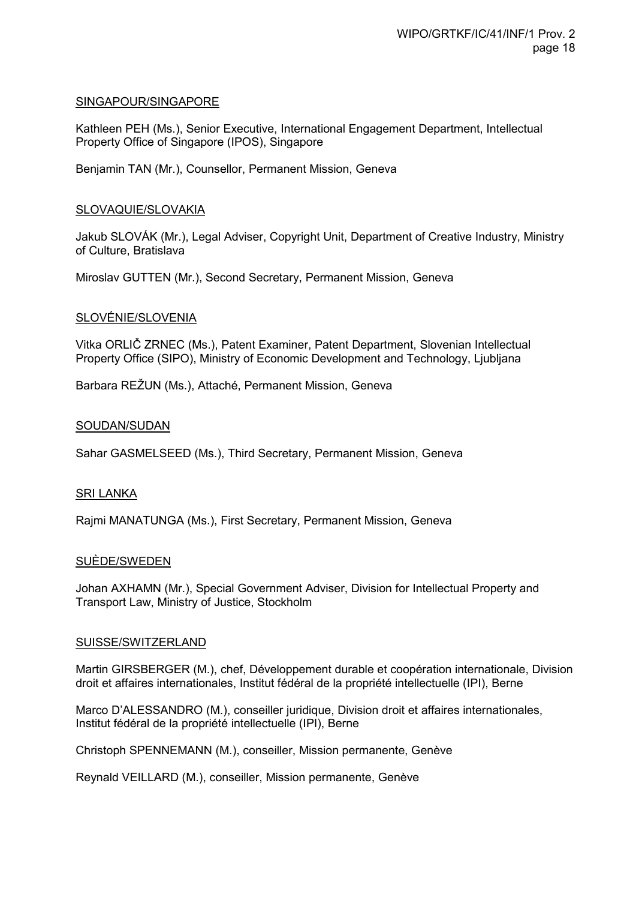SINGAPOUR/SINGAPORE

Kathleen PEH (Ms.), Senior Executive, International Engagement Department, Intellectual Property Office of Singapore (IPOS), Singapore

Benjamin TAN (Mr.), Counsellor, Permanent Mission, Geneva

SLOVAQUIE/SLOVAKIA

Jakub SLOVÁK (Mr.), Legal Adviser, Copyright Unit, Department of Creative Industry, Ministry of Culture, Bratislava

Miroslav GUTTEN (Mr.), Second Secretary, Permanent Mission, Geneva

SLOVÉNIE/SLOVENIA

Vitka ORLIČ ZRNEC (Ms.), Patent Examiner, Patent Department, Slovenian Intellectual Property Office (SIPO), Ministry of Economic Development and Technology, Ljubljana

Barbara REŽUN (Ms.), Attaché, Permanent Mission, Geneva

SOUDAN/SUDAN

Sahar GASMELSEED (Ms.), Third Secretary, Permanent Mission, Geneva

SRI LANKA

Rajmi MANATUNGA (Ms.), First Secretary, Permanent Mission, Geneva

SUÈDE/SWEDEN

Johan AXHAMN (Mr.), Special Government Adviser, Division for Intellectual Property and Transport Law, Ministry of Justice, Stockholm

SUISSE/SWITZERLAND

Martin GIRSBERGER (M.), chef, Développement durable et coopération internationale, Division droit et affaires internationales, Institut fédéral de la propriété intellectuelle (IPI), Berne

Marco D'ALESSANDRO (M.), conseiller juridique, Division droit et affaires internationales, Institut fédéral de la propriété intellectuelle (IPI), Berne

Christoph SPENNEMANN (M.), conseiller, Mission permanente, Genève

Reynald VEILLARD (M.), conseiller, Mission permanente, Genève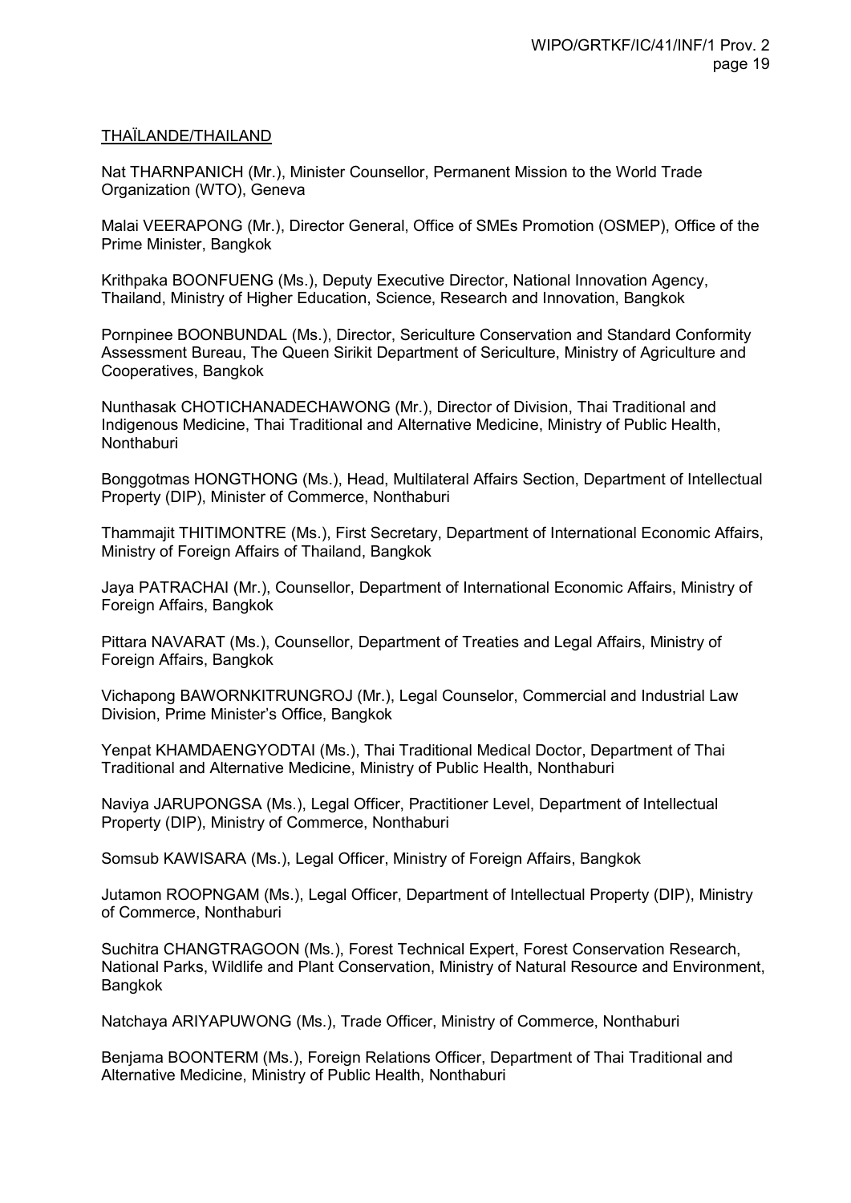<u>THAÏLANDE/THAILAND</u>

Nat THARNPANICH (Mr.), Minister Counsellor, Permanent Mission to the World Trade Organization (WTO), Geneva

Malai VEERAPONG (Mr.), Director General, Office of SMEs Promotion (OSMEP), Office of the Prime Minister, Bangkok

Krithpaka BOONFUENG (Ms.), Deputy Executive Director, National Innovation Agency, Thailand, Ministry of Higher Education, Science, Research and Innovation, Bangkok

Pornpinee BOONBUNDAL (Ms.), Director, Sericulture Conservation and Standard Conformity Assessment Bureau, The Queen Sirikit Department of Sericulture, Ministry of Agriculture and Cooperatives, Bangkok

Nunthasak CHOTICHANADECHAWONG (Mr.), Director of Division, Thai Traditional and Indigenous Medicine, Thai Traditional and Alternative Medicine, Ministry of Public Health, Nonthaburi

Bonggotmas HONGTHONG (Ms.), Head, Multilateral Affairs Section, Department of Intellectual Property (DIP), Minister of Commerce, Nonthaburi

Thammajit THITIMONTRE (Ms.), First Secretary, Department of International Economic Affairs, Ministry of Foreign Affairs of Thailand, Bangkok

Jaya PATRACHAI (Mr.), Counsellor, Department of International Economic Affairs, Ministry of Foreign Affairs, Bangkok

Pittara NAVARAT (Ms.), Counsellor, Department of Treaties and Legal Affairs, Ministry of Foreign Affairs, Bangkok

Vichapong BAWORNKITRUNGROJ (Mr.), Legal Counselor, Commercial and Industrial Law Division, Prime Minister's Office, Bangkok

Yenpat KHAMDAENGYODTAI (Ms.), Thai Traditional Medical Doctor, Department of Thai Traditional and Alternative Medicine, Ministry of Public Health, Nonthaburi

Naviya JARUPONGSA (Ms.), Legal Officer, Practitioner Level, Department of Intellectual Property (DIP), Ministry of Commerce, Nonthaburi

Somsub KAWISARA (Ms.), Legal Officer, Ministry of Foreign Affairs, Bangkok

Jutamon ROOPNGAM (Ms.), Legal Officer, Department of Intellectual Property (DIP), Ministry of Commerce, Nonthaburi

Suchitra CHANGTRAGOON (Ms.), Forest Technical Expert, Forest Conservation Research, National Parks, Wildlife and Plant Conservation, Ministry of Natural Resource and Environment, Bangkok

Natchaya ARIYAPUWONG (Ms.), Trade Officer, Ministry of Commerce, Nonthaburi

Benjama BOONTERM (Ms.), Foreign Relations Officer, Department of Thai Traditional and Alternative Medicine, Ministry of Public Health, Nonthaburi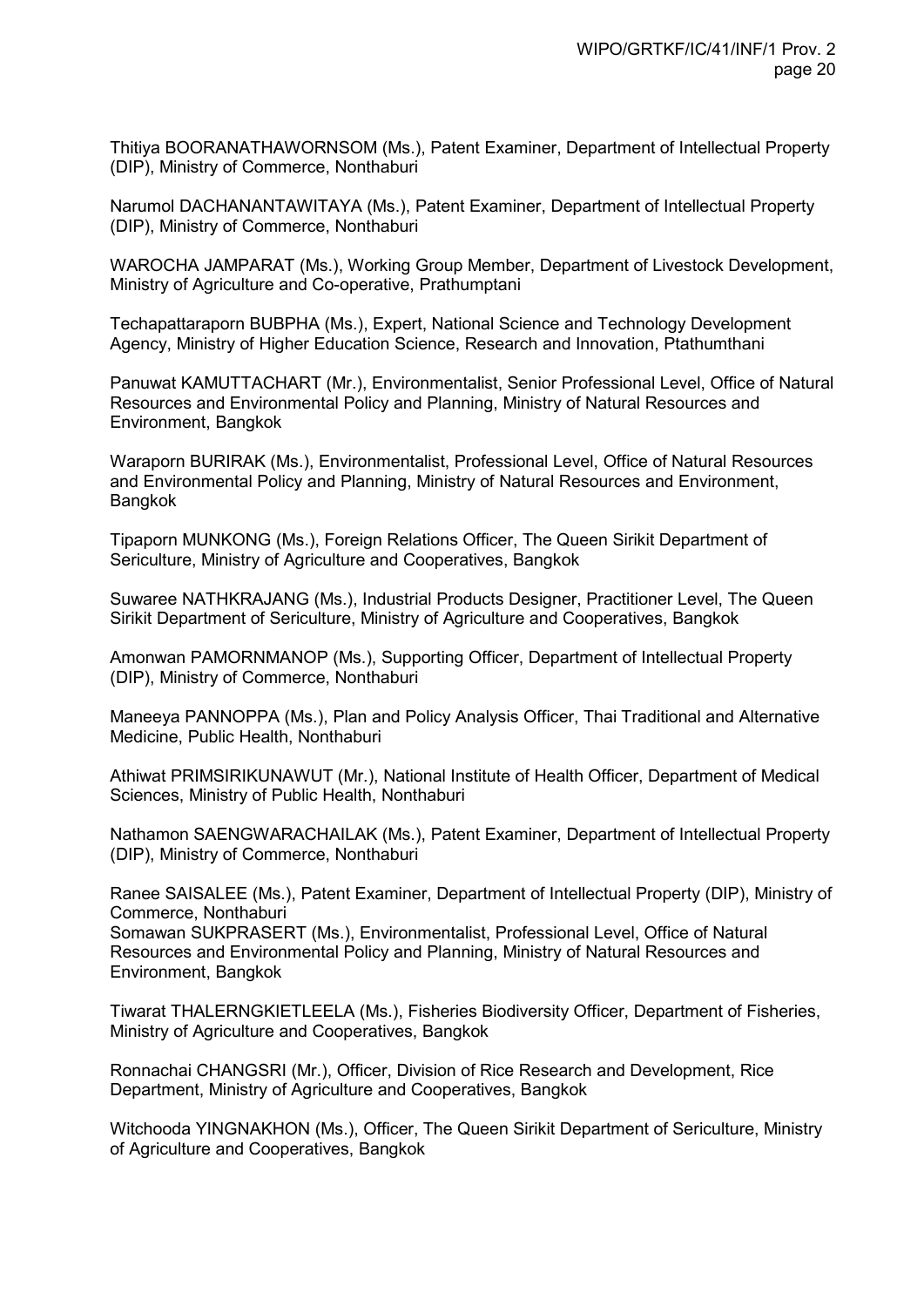Thitiya BOORANATHAWORNSOM (Ms.), Patent Examiner, Department of Intellectual Property (DIP), Ministry of Commerce, Nonthaburi

Narumol DACHANANTAWITAYA (Ms.), Patent Examiner, Department of Intellectual Property (DIP), Ministry of Commerce, Nonthaburi

WAROCHA JAMPARAT (Ms.), Working Group Member, Department of Livestock Development, Ministry of Agriculture and Co-operative, Prathumptani

Techapattaraporn BUBPHA (Ms.), Expert, National Science and Technology Development Agency, Ministry of Higher Education Science, Research and Innovation, Ptathumthani

Panuwat KAMUTTACHART (Mr.), Environmentalist, Senior Professional Level, Office of Natural Resources and Environmental Policy and Planning, Ministry of Natural Resources and Environment, Bangkok

Waraporn BURIRAK (Ms.), Environmentalist, Professional Level, Office of Natural Resources and Environmental Policy and Planning, Ministry of Natural Resources and Environment, Bangkok

Tipaporn MUNKONG (Ms.), Foreign Relations Officer, The Queen Sirikit Department of Sericulture, Ministry of Agriculture and Cooperatives, Bangkok

Suwaree NATHKRAJANG (Ms.), Industrial Products Designer, Practitioner Level, The Queen Sirikit Department of Sericulture, Ministry of Agriculture and Cooperatives, Bangkok

Amonwan PAMORNMANOP (Ms.), Supporting Officer, Department of Intellectual Property (DIP), Ministry of Commerce, Nonthaburi

Maneeya PANNOPPA (Ms.), Plan and Policy Analysis Officer, Thai Traditional and Alternative Medicine, Public Health, Nonthaburi

Athiwat PRIMSIRIKUNAWUT (Mr.), National Institute of Health Officer, Department of Medical Sciences, Ministry of Public Health, Nonthaburi

Nathamon SAENGWARACHAILAK (Ms.), Patent Examiner, Department of Intellectual Property (DIP), Ministry of Commerce, Nonthaburi

Ranee SAISALEE (Ms.), Patent Examiner, Department of Intellectual Property (DIP), Ministry of Commerce, Nonthaburi

Somawan SUKPRASERT (Ms.), Environmentalist, Professional Level, Office of Natural Resources and Environmental Policy and Planning, Ministry of Natural Resources and Environment, Bangkok

Tiwarat THALERNGKIETLEELA (Ms.), Fisheries Biodiversity Officer, Department of Fisheries, Ministry of Agriculture and Cooperatives, Bangkok

Ronnachai CHANGSRI (Mr.), Officer, Division of Rice Research and Development, Rice Department, Ministry of Agriculture and Cooperatives, Bangkok

Witchooda YINGNAKHON (Ms.), Officer, The Queen Sirikit Department of Sericulture, Ministry of Agriculture and Cooperatives, Bangkok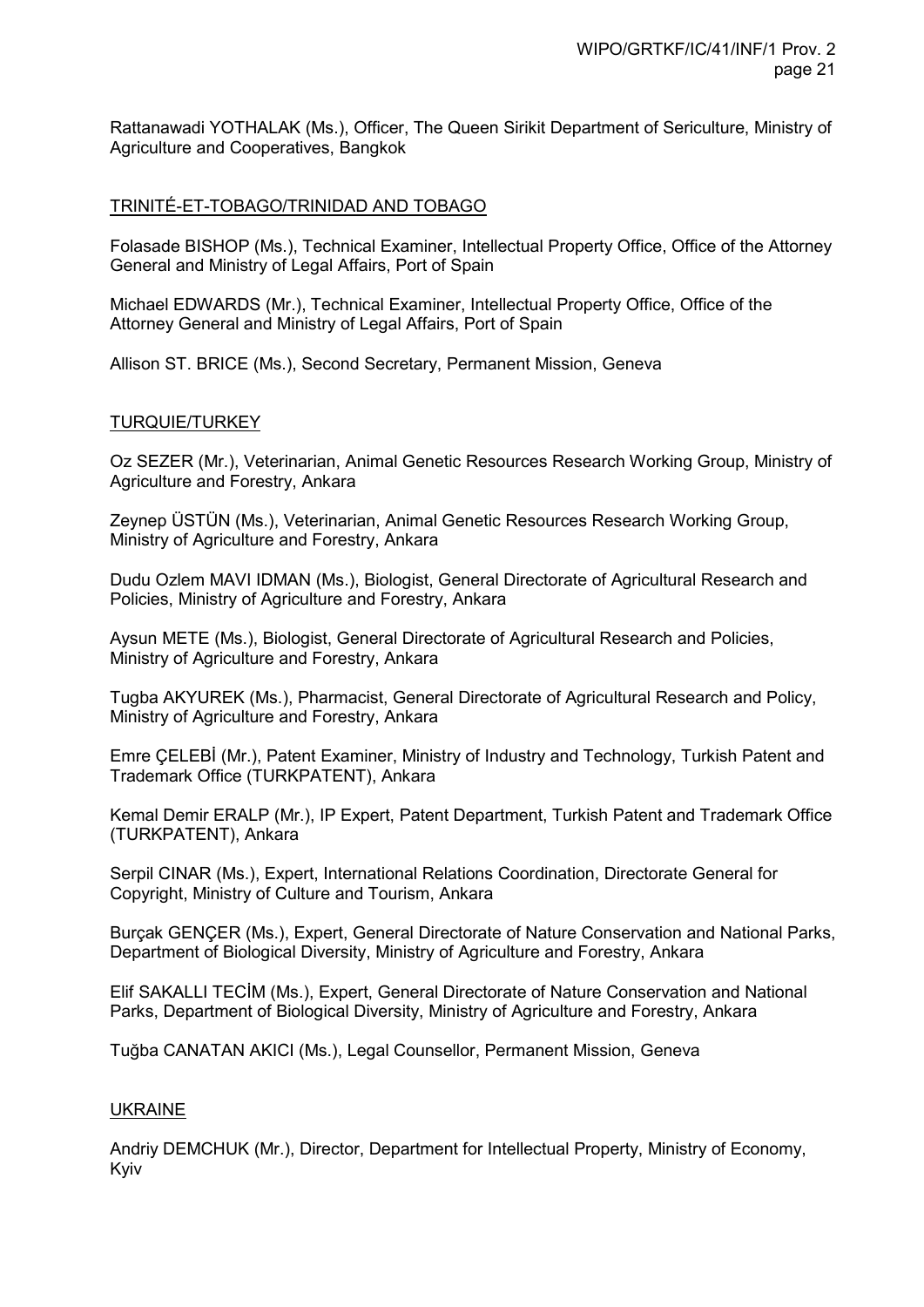Rattanawadi YOTHALAK (Ms.), Officer, The Queen Sirikit Department of Sericulture, Ministry of Agriculture and Cooperatives, Bangkok

TRINITÉ-ET-TOBAGO/TRINIDAD AND TOBAGO

Folasade BISHOP (Ms.), Technical Examiner, Intellectual Property Office, Office of the Attorney General and Ministry of Legal Affairs, Port of Spain

Michael EDWARDS (Mr.), Technical Examiner, Intellectual Property Office, Office of the Attorney General and Ministry of Legal Affairs, Port of Spain

Allison ST. BRICE (Ms.), Second Secretary, Permanent Mission, Geneva

TURQUIE/TURKEY

Oz SEZER (Mr.), Veterinarian, Animal Genetic Resources Research Working Group, Ministry of Agriculture and Forestry, Ankara

Zeynep ÜSTÜN (Ms.), Veterinarian, Animal Genetic Resources Research Working Group, Ministry of Agriculture and Forestry, Ankara

Dudu Ozlem MAVI IDMAN (Ms.), Biologist, General Directorate of Agricultural Research and Policies, Ministry of Agriculture and Forestry, Ankara

Aysun METE (Ms.), Biologist, General Directorate of Agricultural Research and Policies, Ministry of Agriculture and Forestry, Ankara

Tugba AKYUREK (Ms.), Pharmacist, General Directorate of Agricultural Research and Policy, Ministry of Agriculture and Forestry, Ankara

Emre ÇELEBİ (Mr.), Patent Examiner, Ministry of Industry and Technology, Turkish Patent and Trademark Office (TURKPATENT), Ankara

Kemal Demir ERALP (Mr.), IP Expert, Patent Department, Turkish Patent and Trademark Office (TURKPATENT), Ankara

Serpil CINAR (Ms.), Expert, International Relations Coordination, Directorate General for Copyright, Ministry of Culture and Tourism, Ankara

Burçak GENÇER (Ms.), Expert, General Directorate of Nature Conservation and National Parks, Department of Biological Diversity, Ministry of Agriculture and Forestry, Ankara

Elif SAKALLI TECİM (Ms.), Expert, General Directorate of Nature Conservation and National Parks, Department of Biological Diversity, Ministry of Agriculture and Forestry, Ankara

Tuğba CANATAN AKICI (Ms.), Legal Counsellor, Permanent Mission, Geneva

UKRAINE

Andriy DEMCHUK (Mr.), Director, Department for Intellectual Property, Ministry of Economy, Kyiv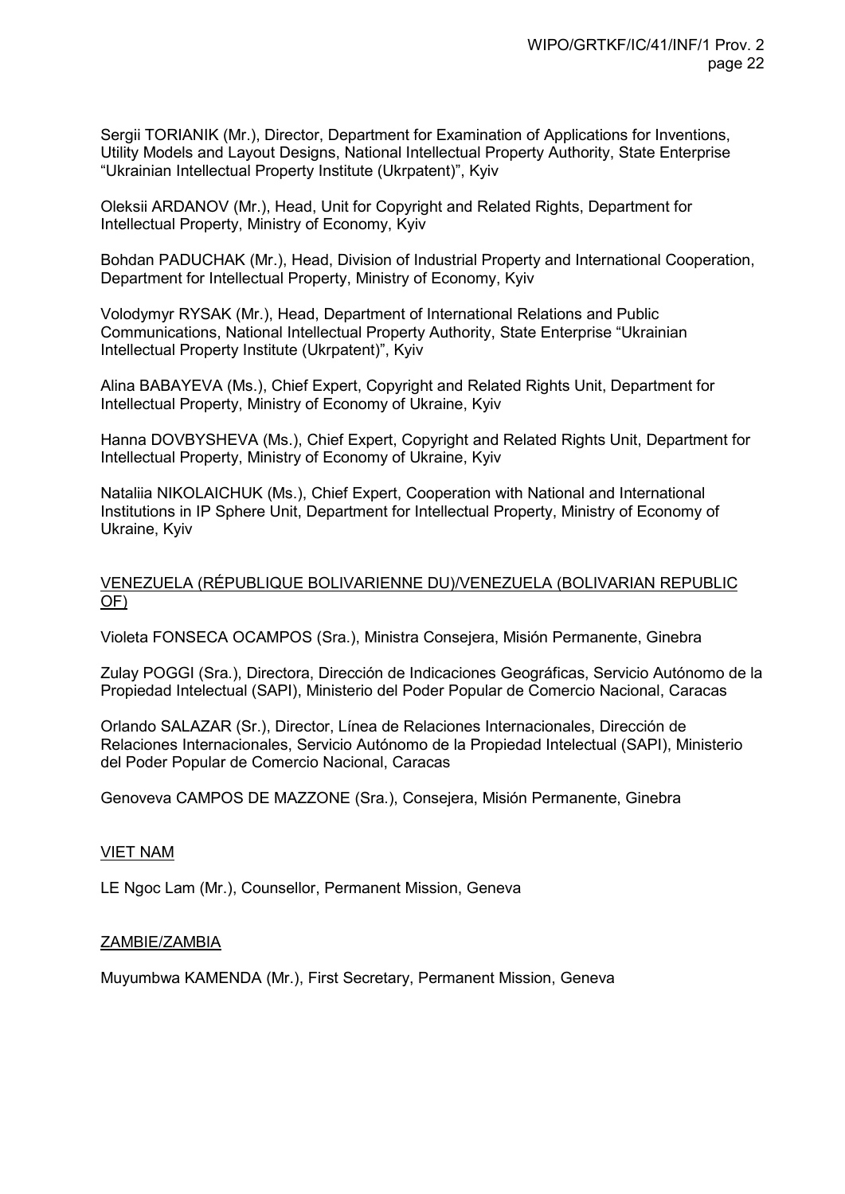Sergii TORIANIK (Mr.), Director, Department for Examination of Applications for Inventions, Utility Models and Layout Designs, National Intellectual Property Authority, State Enterprise "Ukrainian Intellectual Property Institute (Ukrpatent)", Kyiv

Oleksii ARDANOV (Mr.), Head, Unit for Copyright and Related Rights, Department for Intellectual Property, Ministry of Economy, Kyiv

Bohdan PADUCHAK (Mr.), Head, Division of Industrial Property and International Cooperation, Department for Intellectual Property, Ministry of Economy, Kyiv

Volodymyr RYSAK (Mr.), Head, Department of International Relations and Public Communications, National Intellectual Property Authority, State Enterprise "Ukrainian Intellectual Property Institute (Ukrpatent)", Kyiv

Alina BABAYEVA (Ms.), Chief Expert, Copyright and Related Rights Unit, Department for Intellectual Property, Ministry of Economy of Ukraine, Kyiv

Hanna DOVBYSHEVA (Ms.), Chief Expert, Copyright and Related Rights Unit, Department for Intellectual Property, Ministry of Economy of Ukraine, Kyiv

Nataliia NIKOLAICHUK (Ms.), Chief Expert, Cooperation with National and International Institutions in IP Sphere Unit, Department for Intellectual Property, Ministry of Economy of Ukraine, Kyiv

VENEZUELA (RÉPUBLIQUE BOLIVARIENNE DU)/VENEZUELA (BOLIVARIAN REPUBLIC OF)

Violeta FONSECA OCAMPOS (Sra.), Ministra Consejera, Misión Permanente, Ginebra

Zulay POGGI (Sra.), Directora, Dirección de Indicaciones Geográficas, Servicio Autónomo de la Propiedad Intelectual (SAPI), Ministerio del Poder Popular de Comercio Nacional, Caracas

Orlando SALAZAR (Sr.), Director, Línea de Relaciones Internacionales, Dirección de Relaciones Internacionales, Servicio Autónomo de la Propiedad Intelectual (SAPI), Ministerio del Poder Popular de Comercio Nacional, Caracas

Genoveva CAMPOS DE MAZZONE (Sra.), Consejera, Misión Permanente, Ginebra

VIET NAM

LE Ngoc Lam (Mr.), Counsellor, Permanent Mission, Geneva

ZAMBIE/ZAMBIA

Muyumbwa KAMENDA (Mr.), First Secretary, Permanent Mission, Geneva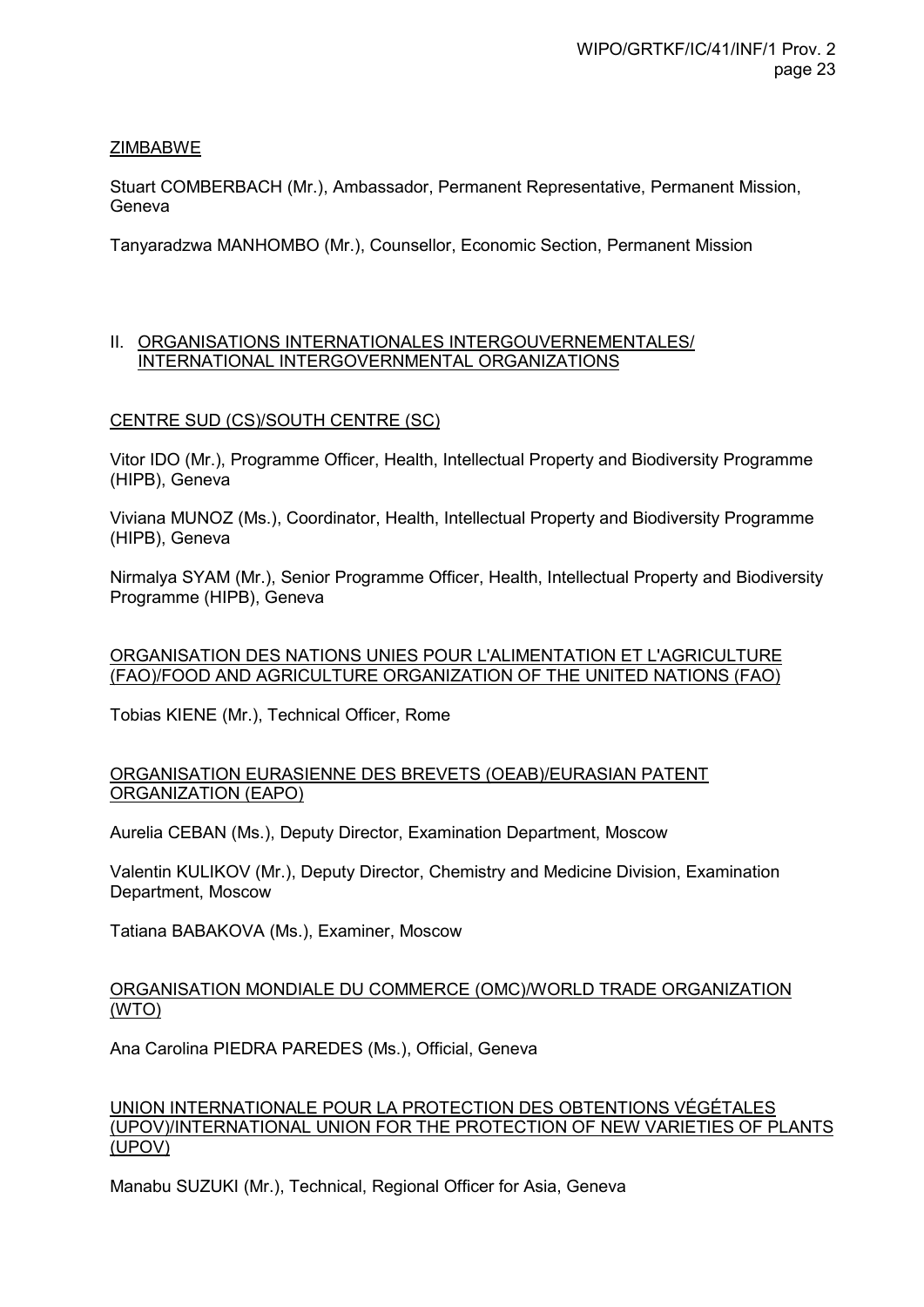ZIMBABWE

Stuart COMBERBACH (Mr.), Ambassador, Permanent Representative, Permanent Mission, Geneva

Tanyaradzwa MANHOMBO (Mr.), Counsellor, Economic Section, Permanent Mission

## II. ORGANISATIONS INTERNATIONALES INTERGOUVERNEMENTALES/ INTERNATIONAL INTERGOVERNMENTAL ORGANIZATIONS

CENTRE SUD (CS)/SOUTH CENTRE (SC)

Vitor IDO (Mr.), Programme Officer, Health, Intellectual Property and Biodiversity Programme (HIPB), Geneva

Viviana MUNOZ (Ms.), Coordinator, Health, Intellectual Property and Biodiversity Programme (HIPB), Geneva

Nirmalya SYAM (Mr.), Senior Programme Officer, Health, Intellectual Property and Biodiversity Programme (HIPB), Geneva

ORGANISATION DES NATIONS UNIES POUR L'ALIMENTATION ET L'AGRICULTURE (FAO)/FOOD AND AGRICULTURE ORGANIZATION OF THE UNITED NATIONS (FAO)

Tobias KIENE (Mr.), Technical Officer, Rome

ORGANISATION EURASIENNE DES BREVETS (OEAB)/EURASIAN PATENT ORGANIZATION (EAPO)

Aurelia CEBAN (Ms.), Deputy Director, Examination Department, Moscow

Valentin KULIKOV (Mr.), Deputy Director, Chemistry and Medicine Division, Examination Department, Moscow

Tatiana BABAKOVA (Ms.), Examiner, Moscow

ORGANISATION MONDIALE DU COMMERCE (OMC)/WORLD TRADE ORGANIZATION (WTO)

Ana Carolina PIEDRA PAREDES (Ms.), Official, Geneva

UNION INTERNATIONALE POUR LA PROTECTION DES OBTENTIONS VÉGÉTALES (UPOV)/INTERNATIONAL UNION FOR THE PROTECTION OF NEW VARIETIES OF PLANTS (UPOV)

Manabu SUZUKI (Mr.), Technical, Regional Officer for Asia, Geneva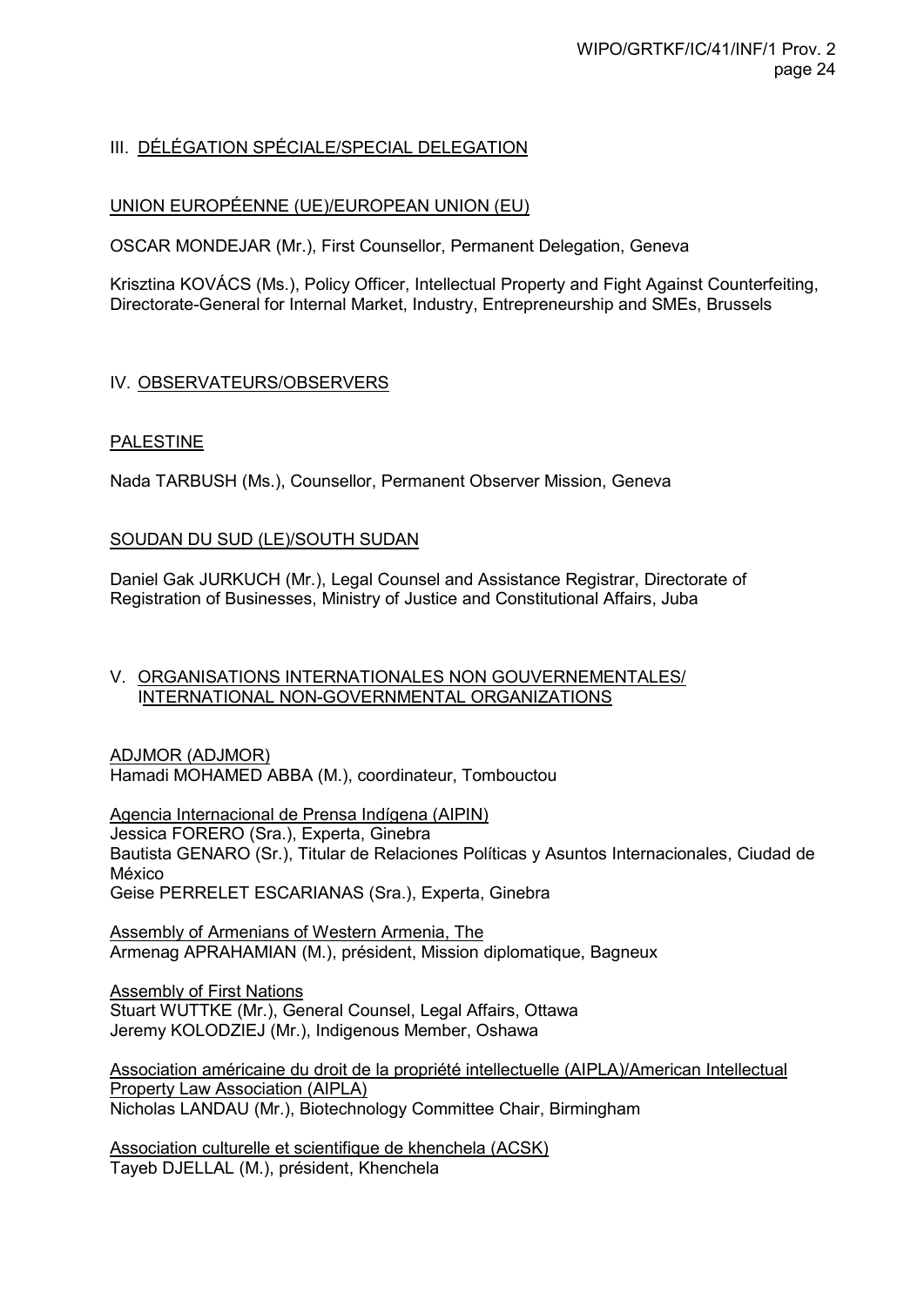## III. DÉLÉGATION SPÉCIALE/SPECIAL DELEGATION

### UNION EUROPÉENNE (UE)/EUROPEAN UNION (EU)

OSCAR MONDEJAR (Mr.), First Counsellor, Permanent Delegation, Geneva

Krisztina KOVÁCS (Ms.), Policy Officer, Intellectual Property and Fight Against Counterfeiting, Directorate-General for Internal Market, Industry, Entrepreneurship and SMEs, Brussels

## IV. OBSERVATEURS/OBSERVERS

### PALESTINE

Nada TARBUSH (Ms.), Counsellor, Permanent Observer Mission, Geneva

### SOUDAN DU SUD (LE)/SOUTH SUDAN

Daniel Gak JURKUCH (Mr.), Legal Counsel and Assistance Registrar, Directorate of Registration of Businesses, Ministry of Justice and Constitutional Affairs, Juba

## V. ORGANISATIONS INTERNATIONALES NON GOUVERNEMENTALES/ INTERNATIONAL NON-GOVERNMENTAL ORGANIZATIONS

ADJMOR (ADJMOR)
Hamadi MOHAMED ABBA (M.), coordinateur, Tombouctou

Agencia Internacional de Prensa Indígena (AIPIN)
Jessica FORERO (Sra.), Experta, Ginebra
Bautista GENARO (Sr.), Titular de Relaciones Políticas y Asuntos Internacionales, Ciudad de México
Geise PERRELET ESCARIANAS (Sra.), Experta, Ginebra

Assembly of Armenians of Western Armenia, The
Armenag APRAHAMIAN (M.), président, Mission diplomatique, Bagneux

Assembly of First Nations
Stuart WUTTKE (Mr.), General Counsel, Legal Affairs, Ottawa
Jeremy KOLODZIEJ (Mr.), Indigenous Member, Oshawa

Association américaine du droit de la propriété intellectuelle (AIPLA)/American Intellectual Property Law Association (AIPLA)
Nicholas LANDAU (Mr.), Biotechnology Committee Chair, Birmingham

Association culturelle et scientifique de khenchela (ACSK)
Tayeb DJELLAL (M.), président, Khenchela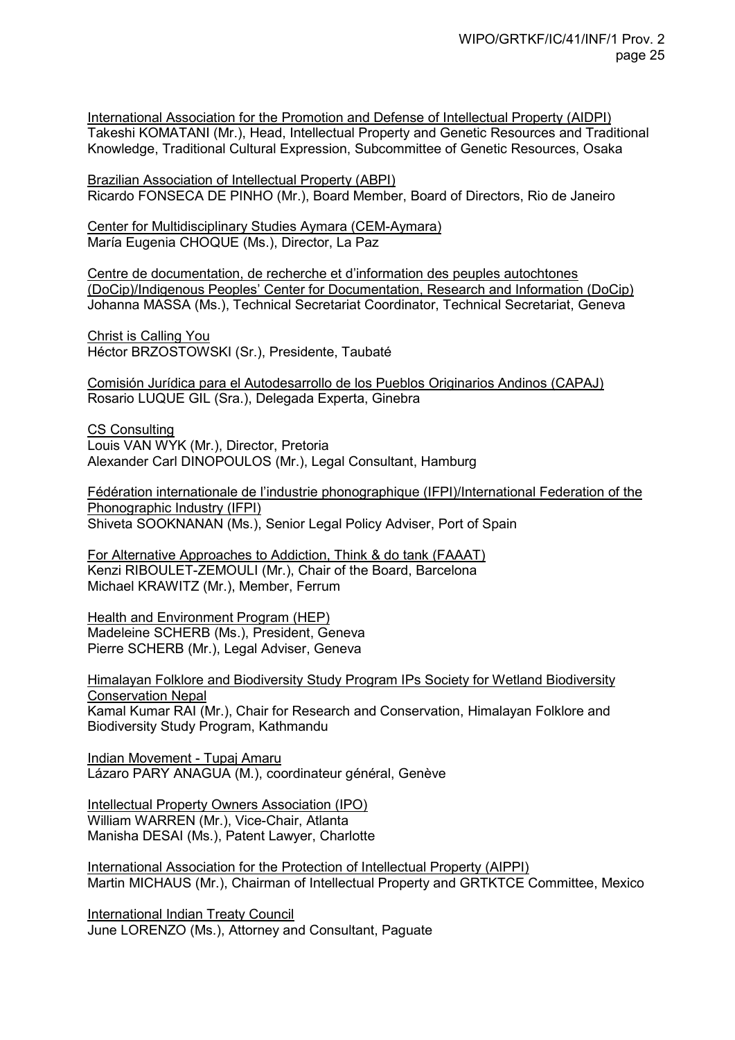International Association for the Promotion and Defense of Intellectual Property (AIDPI)
Takeshi KOMATANI (Mr.), Head, Intellectual Property and Genetic Resources and Traditional Knowledge, Traditional Cultural Expression, Subcommittee of Genetic Resources, Osaka

Brazilian Association of Intellectual Property (ABPI)
Ricardo FONSECA DE PINHO (Mr.), Board Member, Board of Directors, Rio de Janeiro

Center for Multidisciplinary Studies Aymara (CEM-Aymara)
María Eugenia CHOQUE (Ms.), Director, La Paz

Centre de documentation, de recherche et d'information des peuples autochtones (DoCip)/Indigenous Peoples' Center for Documentation, Research and Information (DoCip)
Johanna MASSA (Ms.), Technical Secretariat Coordinator, Technical Secretariat, Geneva

Christ is Calling You
Héctor BRZOSTOWSKI (Sr.), Presidente, Taubaté

Comisión Jurídica para el Autodesarrollo de los Pueblos Originarios Andinos (CAPAJ)
Rosario LUQUE GIL (Sra.), Delegada Experta, Ginebra

CS Consulting
Louis VAN WYK (Mr.), Director, Pretoria
Alexander Carl DINOPOULOS (Mr.), Legal Consultant, Hamburg

Fédération internationale de l'industrie phonographique (IFPI)/International Federation of the Phonographic Industry (IFPI)
Shiveta SOOKNANAN (Ms.), Senior Legal Policy Adviser, Port of Spain

For Alternative Approaches to Addiction, Think & do tank (FAAAT)
Kenzi RIBOULET-ZEMOULI (Mr.), Chair of the Board, Barcelona
Michael KRAWITZ (Mr.), Member, Ferrum

Health and Environment Program (HEP)
Madeleine SCHERB (Ms.), President, Geneva
Pierre SCHERB (Mr.), Legal Adviser, Geneva

Himalayan Folklore and Biodiversity Study Program IPs Society for Wetland Biodiversity Conservation Nepal
Kamal Kumar RAI (Mr.), Chair for Research and Conservation, Himalayan Folklore and Biodiversity Study Program, Kathmandu

Indian Movement - Tupaj Amaru
Lázaro PARY ANAGUA (M.), coordinateur général, Genève

Intellectual Property Owners Association (IPO)
William WARREN (Mr.), Vice-Chair, Atlanta
Manisha DESAI (Ms.), Patent Lawyer, Charlotte

International Association for the Protection of Intellectual Property (AIPPI)
Martin MICHAUS (Mr.), Chairman of Intellectual Property and GRTKTCE Committee, Mexico

International Indian Treaty Council
June LORENZO (Ms.), Attorney and Consultant, Paguate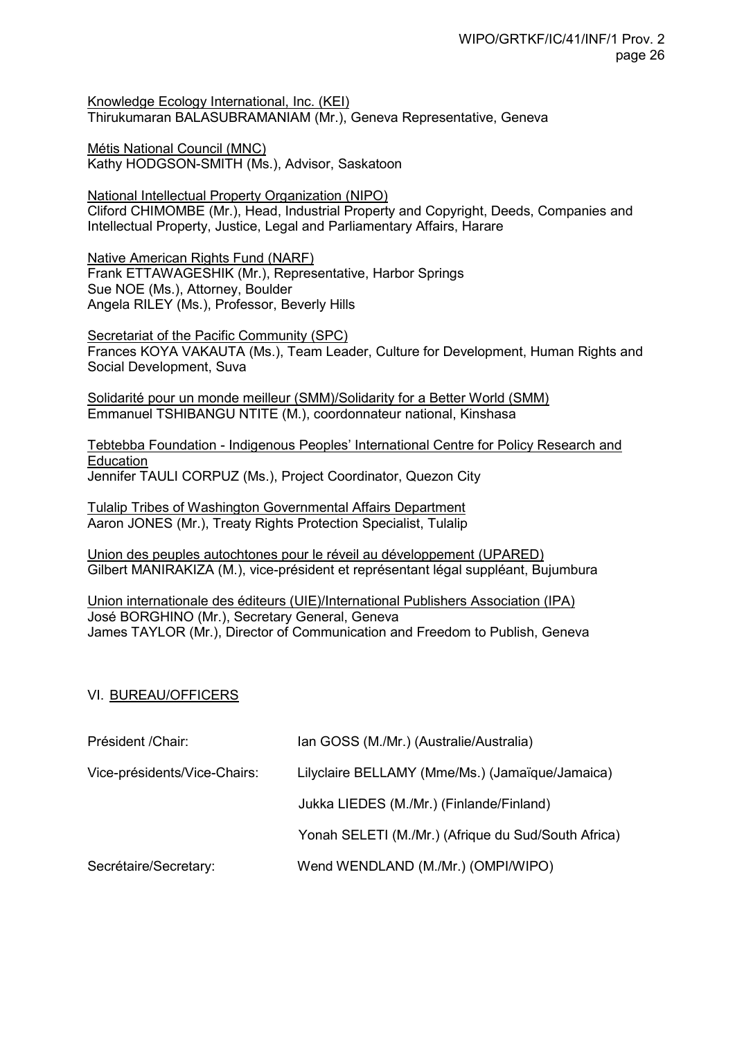Knowledge Ecology International, Inc. (KEI)
Thirukumaran BALASUBRAMANIAM (Mr.), Geneva Representative, Geneva

Métis National Council (MNC)
Kathy HODGSON-SMITH (Ms.), Advisor, Saskatoon

National Intellectual Property Organization (NIPO)
Cliford CHIMOMBE (Mr.), Head, Industrial Property and Copyright, Deeds, Companies and Intellectual Property, Justice, Legal and Parliamentary Affairs, Harare

Native American Rights Fund (NARF)
Frank ETTAWAGESHIK (Mr.), Representative, Harbor Springs
Sue NOE (Ms.), Attorney, Boulder
Angela RILEY (Ms.), Professor, Beverly Hills

Secretariat of the Pacific Community (SPC)
Frances KOYA VAKAUTA (Ms.), Team Leader, Culture for Development, Human Rights and Social Development, Suva

Solidarité pour un monde meilleur (SMM)/Solidarity for a Better World (SMM)
Emmanuel TSHIBANGU NTITE (M.), coordonnateur national, Kinshasa

Tebtebba Foundation - Indigenous Peoples' International Centre for Policy Research and Education
Jennifer TAULI CORPUZ (Ms.), Project Coordinator, Quezon City

Tulalip Tribes of Washington Governmental Affairs Department
Aaron JONES (Mr.), Treaty Rights Protection Specialist, Tulalip

Union des peuples autochtones pour le réveil au développement (UPARED)
Gilbert MANIRAKIZA (M.), vice-président et représentant légal suppléant, Bujumbura

Union internationale des éditeurs (UIE)/International Publishers Association (IPA)
José BORGHINO (Mr.), Secretary General, Geneva
James TAYLOR (Mr.), Director of Communication and Freedom to Publish, Geneva

## VI. BUREAU/OFFICERS

| | |
|---|---|
| Président /Chair: | Ian GOSS (M./Mr.) (Australie/Australia) |
| Vice-présidents/Vice-Chairs: | Lilyclaire BELLAMY (Mme/Ms.) (Jamaïque/Jamaica) |
| | Jukka LIEDES (M./Mr.) (Finlande/Finland) |
| | Yonah SELETI (M./Mr.) (Afrique du Sud/South Africa) |
| Secrétaire/Secretary: | Wend WENDLAND (M./Mr.) (OMPI/WIPO) |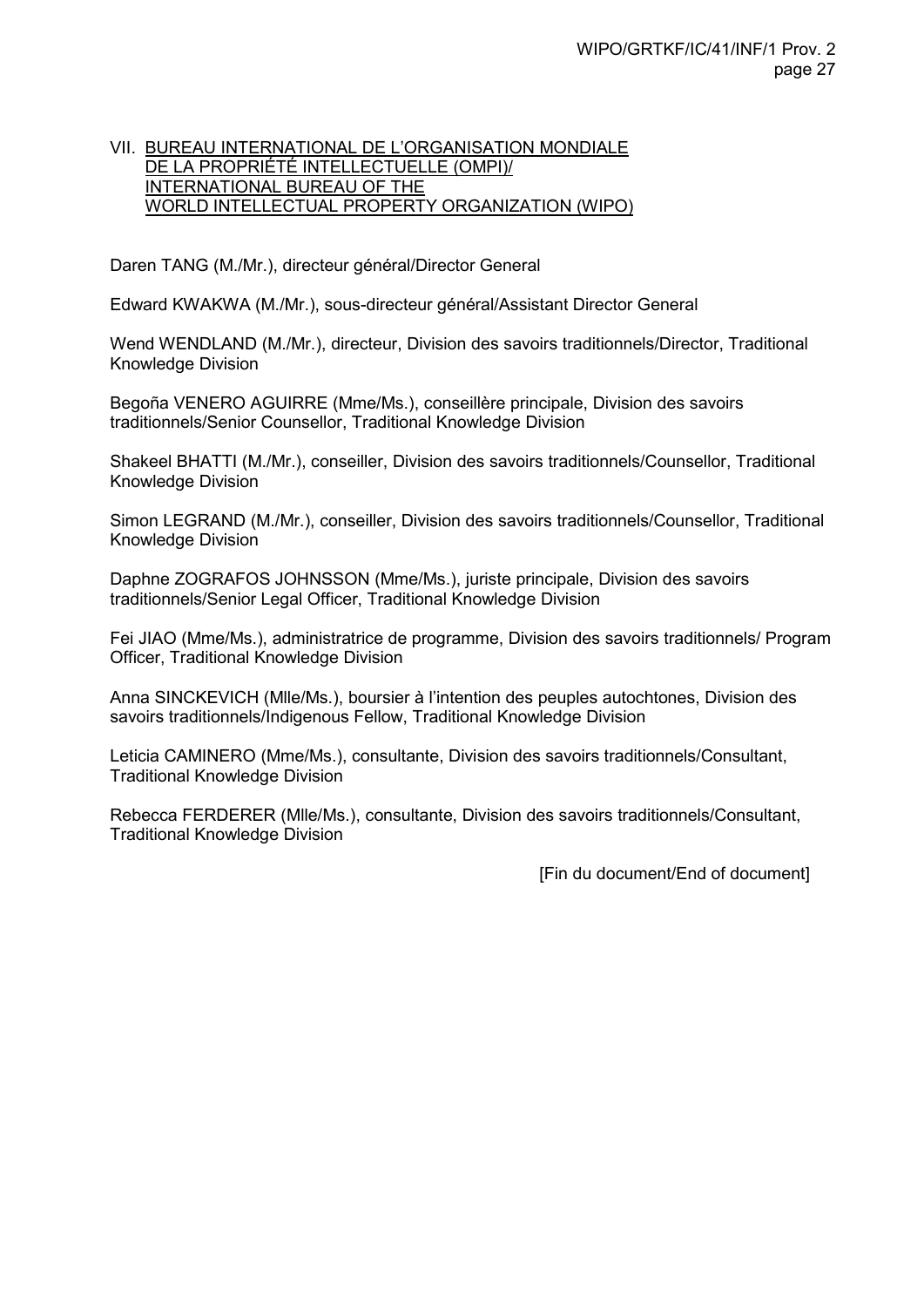## VII. BUREAU INTERNATIONAL DE L'ORGANISATION MONDIALE DE LA PROPRIÉTÉ INTELLECTUELLE (OMPI)/ INTERNATIONAL BUREAU OF THE WORLD INTELLECTUAL PROPERTY ORGANIZATION (WIPO)

Daren TANG (M./Mr.), directeur général/Director General

Edward KWAKWA (M./Mr.), sous-directeur général/Assistant Director General

Wend WENDLAND (M./Mr.), directeur, Division des savoirs traditionnels/Director, Traditional Knowledge Division

Begoña VENERO AGUIRRE (Mme/Ms.), conseillère principale, Division des savoirs traditionnels/Senior Counsellor, Traditional Knowledge Division

Shakeel BHATTI (M./Mr.), conseiller, Division des savoirs traditionnels/Counsellor, Traditional Knowledge Division

Simon LEGRAND (M./Mr.), conseiller, Division des savoirs traditionnels/Counsellor, Traditional Knowledge Division

Daphne ZOGRAFOS JOHNSSON (Mme/Ms.), juriste principale, Division des savoirs traditionnels/Senior Legal Officer, Traditional Knowledge Division

Fei JIAO (Mme/Ms.), administratrice de programme, Division des savoirs traditionnels/ Program Officer, Traditional Knowledge Division

Anna SINCKEVICH (Mlle/Ms.), boursier à l'intention des peuples autochtones, Division des savoirs traditionnels/Indigenous Fellow, Traditional Knowledge Division

Leticia CAMINERO (Mme/Ms.), consultante, Division des savoirs traditionnels/Consultant, Traditional Knowledge Division

Rebecca FERDERER (Mlle/Ms.), consultante, Division des savoirs traditionnels/Consultant, Traditional Knowledge Division

[Fin du document/End of document]